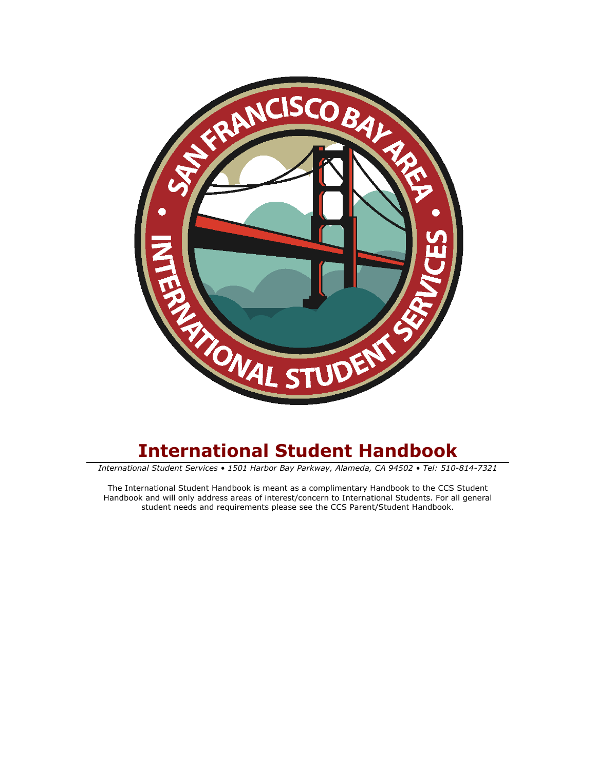# International Student Handbook

*International Student Services • 1501 Harbor Bay Parkway, Alameda, CA 94502 • Tel: 510-814-7321*

The International Student Handbook is meant as a complimentary Handbook to the CCS Student Handbook and will only address areas of interest/concern to International Students. For all general student needs and requirements please see the CCS Parent/Student Handbook.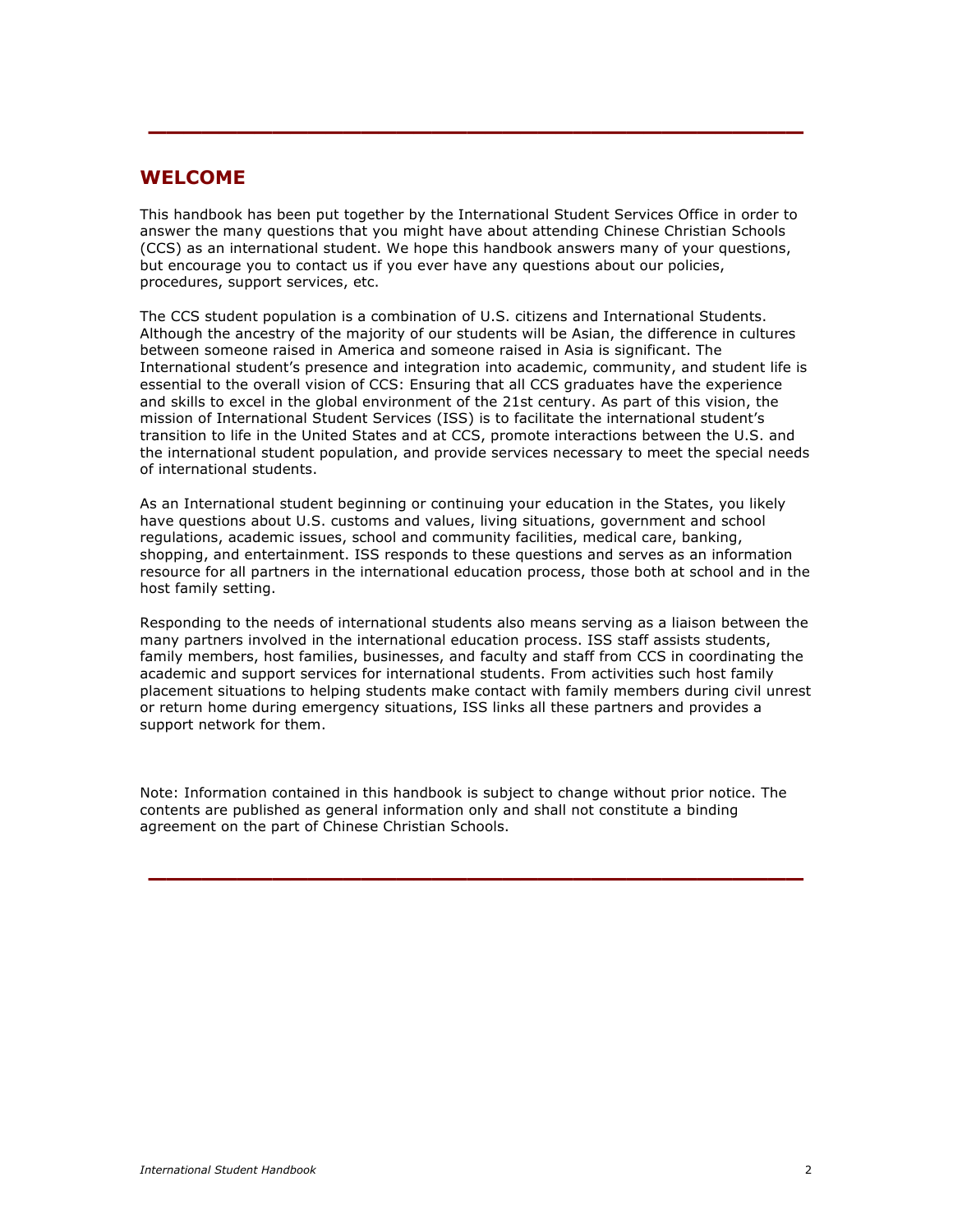## WELCOME

This handbook has been put together by the International Student Services Office in order to answer the many questions that you might have about attending Chinese Christian Schools (CCS) as an international student. We hope this handbook answers many of your questions, but encourage you to contact us if you ever have any questions about our policies, procedures, support services, etc.

The CCS student population is a combination of U.S. citizens and International Students. Although the ancestry of the majority of our students will be Asian, the difference in cultures between someone raised in America and someone raised in Asia is significant. The International student's presence and integration into academic, community, and student life is essential to the overall vision of CCS: Ensuring that all CCS graduates have the experience and skills to excel in the global environment of the 21st century. As part of this vision, the mission of International Student Services (ISS) is to facilitate the international student's transition to life in the United States and at CCS, promote interactions between the U.S. and the international student population, and provide services necessary to meet the special needs of international students.

As an International student beginning or continuing your education in the States, you likely have questions about U.S. customs and values, living situations, government and school regulations, academic issues, school and community facilities, medical care, banking, shopping, and entertainment. ISS responds to these questions and serves as an information resource for all partners in the international education process, those both at school and in the host family setting.

Responding to the needs of international students also means serving as a liaison between the many partners involved in the international education process. ISS staff assists students, family members, host families, businesses, and faculty and staff from CCS in coordinating the academic and support services for international students. From activities such host family placement situations to helping students make contact with family members during civil unrest or return home during emergency situations, ISS links all these partners and provides a support network for them.

Note: Information contained in this handbook is subject to change without prior notice. The contents are published as general information only and shall not constitute a binding agreement on the part of Chinese Christian Schools.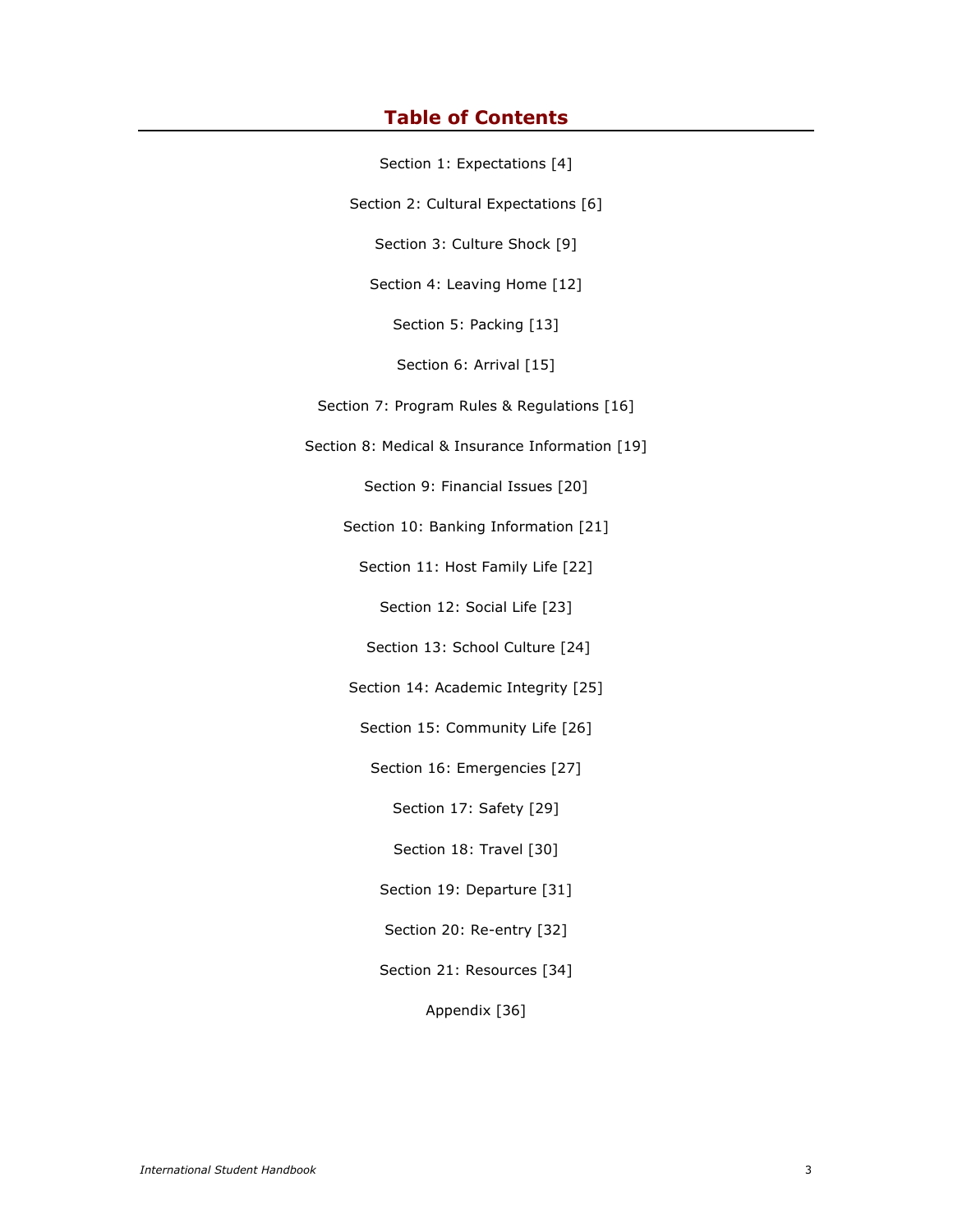# Table of Contents

Section 1: Expectations [4]

Section 2: Cultural Expectations [6]

Section 3: Culture Shock [9]

Section 4: Leaving Home [12]

Section 5: Packing [13]

Section 6: Arrival [15]

Section 7: Program Rules & Regulations [16]

Section 8: Medical & Insurance Information [19]

Section 9: Financial Issues [20]

Section 10: Banking Information [21]

Section 11: Host Family Life [22]

Section 12: Social Life [23]

Section 13: School Culture [24]

Section 14: Academic Integrity [25]

Section 15: Community Life [26]

Section 16: Emergencies [27]

Section 17: Safety [29]

Section 18: Travel [30]

Section 19: Departure [31]

Section 20: Re-entry [32]

Section 21: Resources [34]

Appendix [36]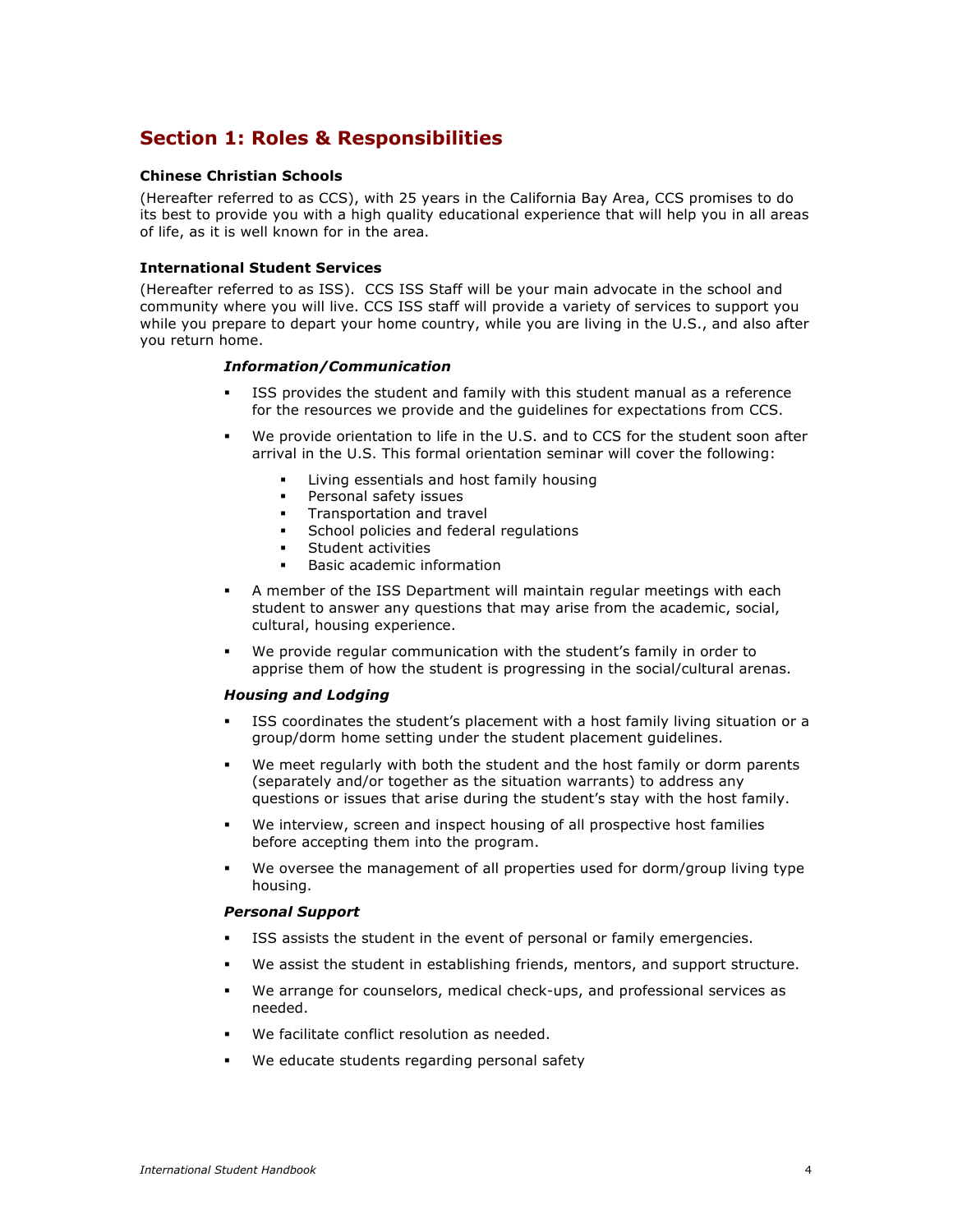## Section 1: Roles & Responsibilities

**Chinese Christian Schools**

(Hereafter referred to as CCS), with 25 years in the California Bay Area, CCS promises to do its best to provide you with a high quality educational experience that will help you in all areas of life, as it is well known for in the area.

**International Student Services**

(Hereafter referred to as ISS). CCS ISS Staff will be your main advocate in the school and community where you will live. CCS ISS staff will provide a variety of services to support you while you prepare to depart your home country, while you are living in the U.S., and also after you return home.

***Information/Communication***

- ISS provides the student and family with this student manual as a reference for the resources we provide and the guidelines for expectations from CCS.
- We provide orientation to life in the U.S. and to CCS for the student soon after arrival in the U.S. This formal orientation seminar will cover the following:
  - Living essentials and host family housing
  - Personal safety issues
  - Transportation and travel
  - School policies and federal regulations
  - Student activities
  - Basic academic information
- A member of the ISS Department will maintain regular meetings with each student to answer any questions that may arise from the academic, social, cultural, housing experience.
- We provide regular communication with the student's family in order to apprise them of how the student is progressing in the social/cultural arenas.

***Housing and Lodging***

- ISS coordinates the student's placement with a host family living situation or a group/dorm home setting under the student placement guidelines.
- We meet regularly with both the student and the host family or dorm parents (separately and/or together as the situation warrants) to address any questions or issues that arise during the student's stay with the host family.
- We interview, screen and inspect housing of all prospective host families before accepting them into the program.
- We oversee the management of all properties used for dorm/group living type housing.

***Personal Support***

- ISS assists the student in the event of personal or family emergencies.
- We assist the student in establishing friends, mentors, and support structure.
- We arrange for counselors, medical check-ups, and professional services as needed.
- We facilitate conflict resolution as needed.
- We educate students regarding personal safety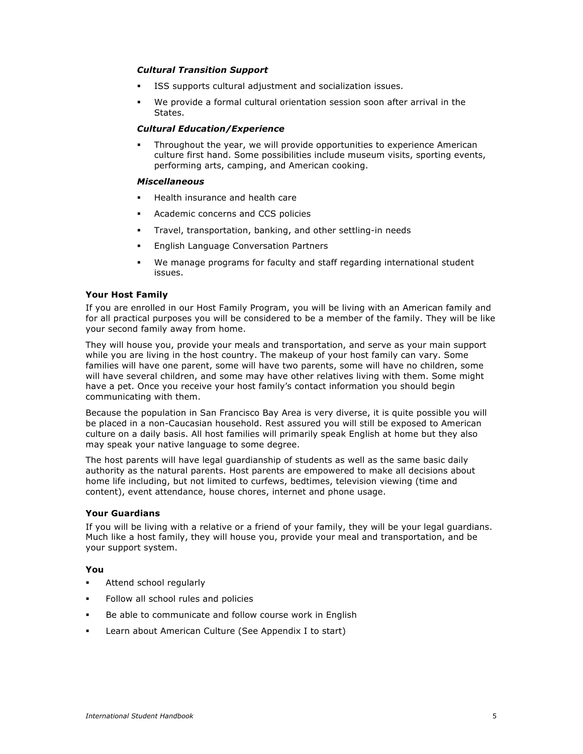#### *Cultural Transition Support*

- ISS supports cultural adjustment and socialization issues.
- We provide a formal cultural orientation session soon after arrival in the States.

#### *Cultural Education/Experience*

- Throughout the year, we will provide opportunities to experience American culture first hand. Some possibilities include museum visits, sporting events, performing arts, camping, and American cooking.

#### *Miscellaneous*

- Health insurance and health care
- Academic concerns and CCS policies
- Travel, transportation, banking, and other settling-in needs
- English Language Conversation Partners
- We manage programs for faculty and staff regarding international student issues.

### Your Host Family

If you are enrolled in our Host Family Program, you will be living with an American family and for all practical purposes you will be considered to be a member of the family. They will be like your second family away from home.

They will house you, provide your meals and transportation, and serve as your main support while you are living in the host country. The makeup of your host family can vary. Some families will have one parent, some will have two parents, some will have no children, some will have several children, and some may have other relatives living with them. Some might have a pet. Once you receive your host family's contact information you should begin communicating with them.

Because the population in San Francisco Bay Area is very diverse, it is quite possible you will be placed in a non-Caucasian household. Rest assured you will still be exposed to American culture on a daily basis. All host families will primarily speak English at home but they also may speak your native language to some degree.

The host parents will have legal guardianship of students as well as the same basic daily authority as the natural parents. Host parents are empowered to make all decisions about home life including, but not limited to curfews, bedtimes, television viewing (time and content), event attendance, house chores, internet and phone usage.

### Your Guardians

If you will be living with a relative or a friend of your family, they will be your legal guardians. Much like a host family, they will house you, provide your meal and transportation, and be your support system.

### You

- Attend school regularly
- Follow all school rules and policies
- Be able to communicate and follow course work in English
- Learn about American Culture (See Appendix I to start)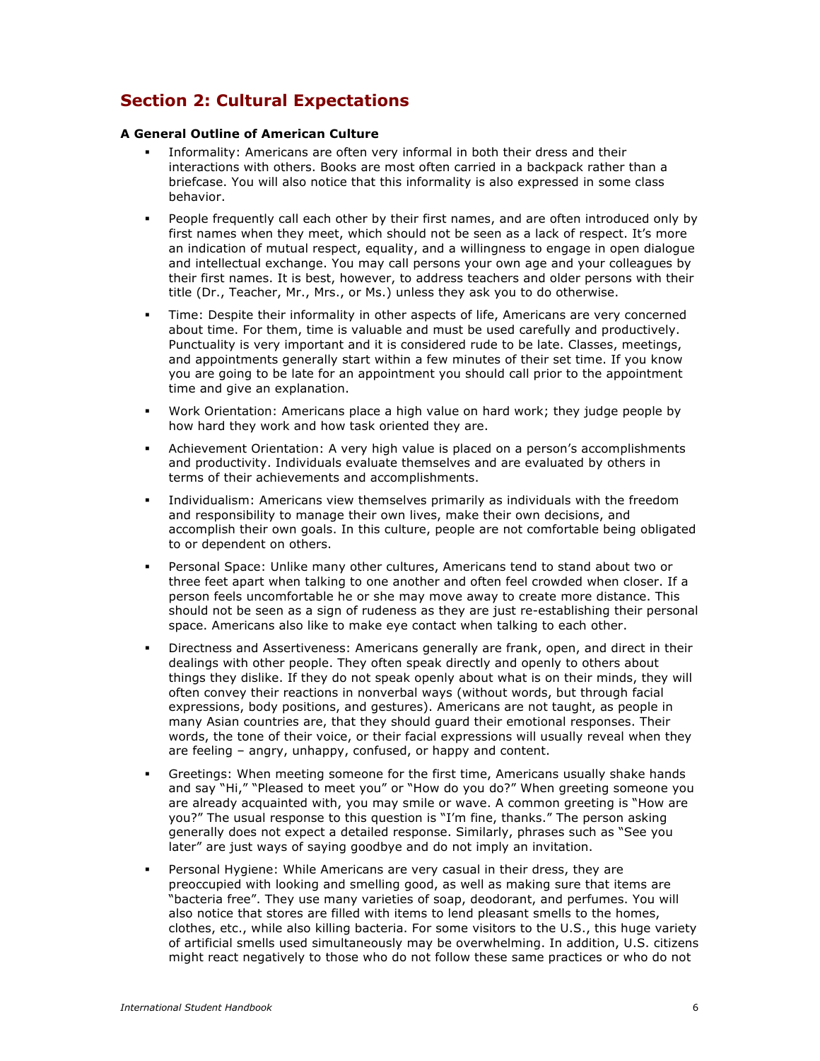## Section 2: Cultural Expectations

**A General Outline of American Culture**

- Informality: Americans are often very informal in both their dress and their interactions with others. Books are most often carried in a backpack rather than a briefcase. You will also notice that this informality is also expressed in some class behavior.
- People frequently call each other by their first names, and are often introduced only by first names when they meet, which should not be seen as a lack of respect. It's more an indication of mutual respect, equality, and a willingness to engage in open dialogue and intellectual exchange. You may call persons your own age and your colleagues by their first names. It is best, however, to address teachers and older persons with their title (Dr., Teacher, Mr., Mrs., or Ms.) unless they ask you to do otherwise.
- Time: Despite their informality in other aspects of life, Americans are very concerned about time. For them, time is valuable and must be used carefully and productively. Punctuality is very important and it is considered rude to be late. Classes, meetings, and appointments generally start within a few minutes of their set time. If you know you are going to be late for an appointment you should call prior to the appointment time and give an explanation.
- Work Orientation: Americans place a high value on hard work; they judge people by how hard they work and how task oriented they are.
- Achievement Orientation: A very high value is placed on a person's accomplishments and productivity. Individuals evaluate themselves and are evaluated by others in terms of their achievements and accomplishments.
- Individualism: Americans view themselves primarily as individuals with the freedom and responsibility to manage their own lives, make their own decisions, and accomplish their own goals. In this culture, people are not comfortable being obligated to or dependent on others.
- Personal Space: Unlike many other cultures, Americans tend to stand about two or three feet apart when talking to one another and often feel crowded when closer. If a person feels uncomfortable he or she may move away to create more distance. This should not be seen as a sign of rudeness as they are just re-establishing their personal space. Americans also like to make eye contact when talking to each other.
- Directness and Assertiveness: Americans generally are frank, open, and direct in their dealings with other people. They often speak directly and openly to others about things they dislike. If they do not speak openly about what is on their minds, they will often convey their reactions in nonverbal ways (without words, but through facial expressions, body positions, and gestures). Americans are not taught, as people in many Asian countries are, that they should guard their emotional responses. Their words, the tone of their voice, or their facial expressions will usually reveal when they are feeling – angry, unhappy, confused, or happy and content.
- Greetings: When meeting someone for the first time, Americans usually shake hands and say "Hi," "Pleased to meet you" or "How do you do?" When greeting someone you are already acquainted with, you may smile or wave. A common greeting is "How are you?" The usual response to this question is "I'm fine, thanks." The person asking generally does not expect a detailed response. Similarly, phrases such as "See you later" are just ways of saying goodbye and do not imply an invitation.
- Personal Hygiene: While Americans are very casual in their dress, they are preoccupied with looking and smelling good, as well as making sure that items are "bacteria free". They use many varieties of soap, deodorant, and perfumes. You will also notice that stores are filled with items to lend pleasant smells to the homes, clothes, etc., while also killing bacteria. For some visitors to the U.S., this huge variety of artificial smells used simultaneously may be overwhelming. In addition, U.S. citizens might react negatively to those who do not follow these same practices or who do not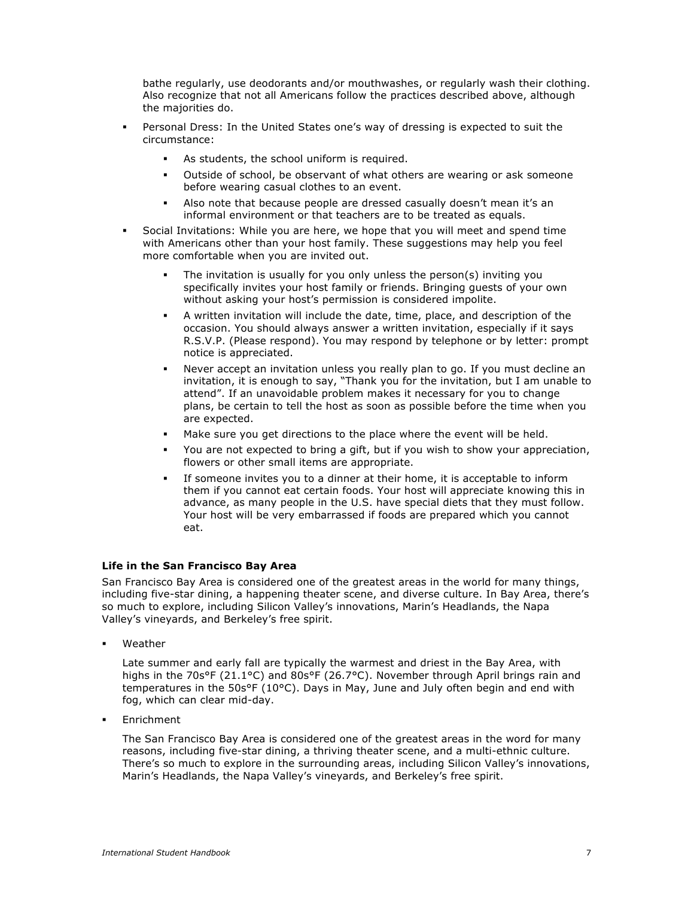bathe regularly, use deodorants and/or mouthwashes, or regularly wash their clothing. Also recognize that not all Americans follow the practices described above, although the majorities do.

- Personal Dress: In the United States one's way of dressing is expected to suit the circumstance:
  - As students, the school uniform is required.
  - Outside of school, be observant of what others are wearing or ask someone before wearing casual clothes to an event.
  - Also note that because people are dressed casually doesn't mean it's an informal environment or that teachers are to be treated as equals.
- Social Invitations: While you are here, we hope that you will meet and spend time with Americans other than your host family. These suggestions may help you feel more comfortable when you are invited out.
  - The invitation is usually for you only unless the person(s) inviting you specifically invites your host family or friends. Bringing guests of your own without asking your host's permission is considered impolite.
  - A written invitation will include the date, time, place, and description of the occasion. You should always answer a written invitation, especially if it says R.S.V.P. (Please respond). You may respond by telephone or by letter: prompt notice is appreciated.
  - Never accept an invitation unless you really plan to go. If you must decline an invitation, it is enough to say, "Thank you for the invitation, but I am unable to attend". If an unavoidable problem makes it necessary for you to change plans, be certain to tell the host as soon as possible before the time when you are expected.
  - Make sure you get directions to the place where the event will be held.
  - You are not expected to bring a gift, but if you wish to show your appreciation, flowers or other small items are appropriate.
  - If someone invites you to a dinner at their home, it is acceptable to inform them if you cannot eat certain foods. Your host will appreciate knowing this in advance, as many people in the U.S. have special diets that they must follow. Your host will be very embarrassed if foods are prepared which you cannot eat.

**Life in the San Francisco Bay Area**

San Francisco Bay Area is considered one of the greatest areas in the world for many things, including five-star dining, a happening theater scene, and diverse culture. In Bay Area, there's so much to explore, including Silicon Valley's innovations, Marin's Headlands, the Napa Valley's vineyards, and Berkeley's free spirit.

- Weather

  Late summer and early fall are typically the warmest and driest in the Bay Area, with highs in the 70s°F (21.1°C) and 80s°F (26.7°C). November through April brings rain and temperatures in the 50s°F (10°C). Days in May, June and July often begin and end with fog, which can clear mid-day.

- Enrichment

  The San Francisco Bay Area is considered one of the greatest areas in the word for many reasons, including five-star dining, a thriving theater scene, and a multi-ethnic culture. There's so much to explore in the surrounding areas, including Silicon Valley's innovations, Marin's Headlands, the Napa Valley's vineyards, and Berkeley's free spirit.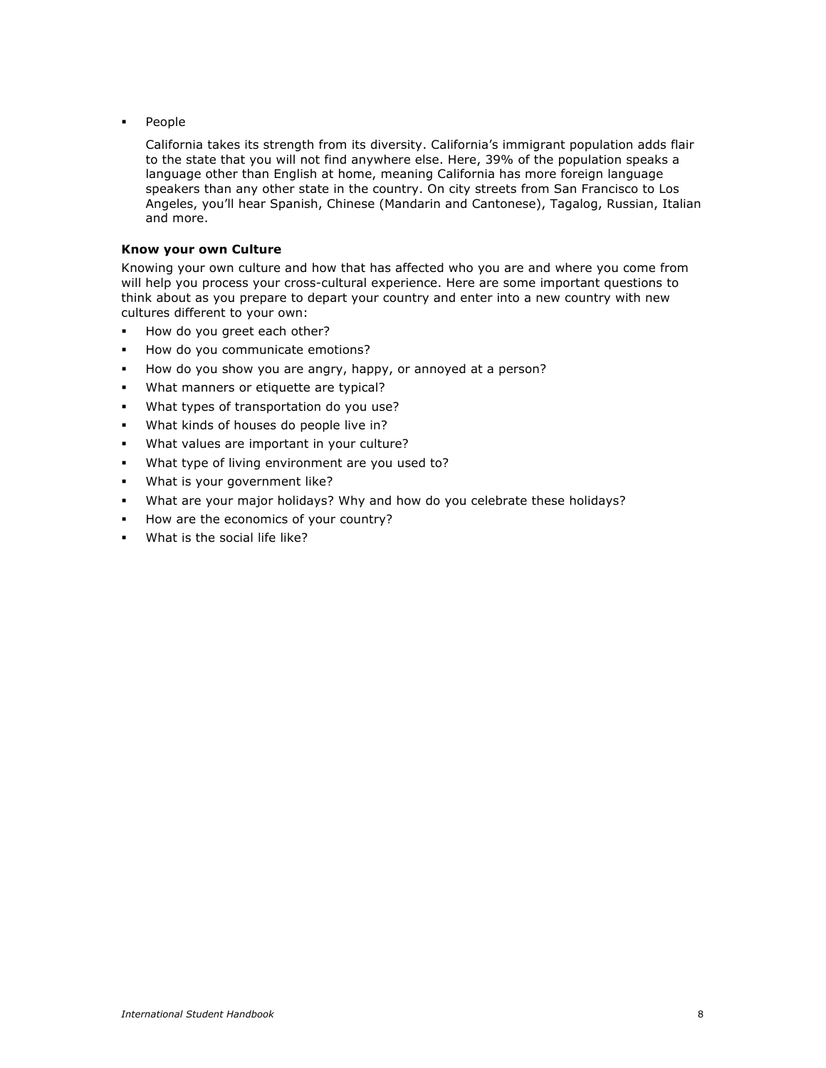- People

  California takes its strength from its diversity. California's immigrant population adds flair to the state that you will not find anywhere else. Here, 39% of the population speaks a language other than English at home, meaning California has more foreign language speakers than any other state in the country. On city streets from San Francisco to Los Angeles, you'll hear Spanish, Chinese (Mandarin and Cantonese), Tagalog, Russian, Italian and more.

**Know your own Culture**

Knowing your own culture and how that has affected who you are and where you come from will help you process your cross-cultural experience. Here are some important questions to think about as you prepare to depart your country and enter into a new country with new cultures different to your own:

- How do you greet each other?
- How do you communicate emotions?
- How do you show you are angry, happy, or annoyed at a person?
- What manners or etiquette are typical?
- What types of transportation do you use?
- What kinds of houses do people live in?
- What values are important in your culture?
- What type of living environment are you used to?
- What is your government like?
- What are your major holidays? Why and how do you celebrate these holidays?
- How are the economics of your country?
- What is the social life like?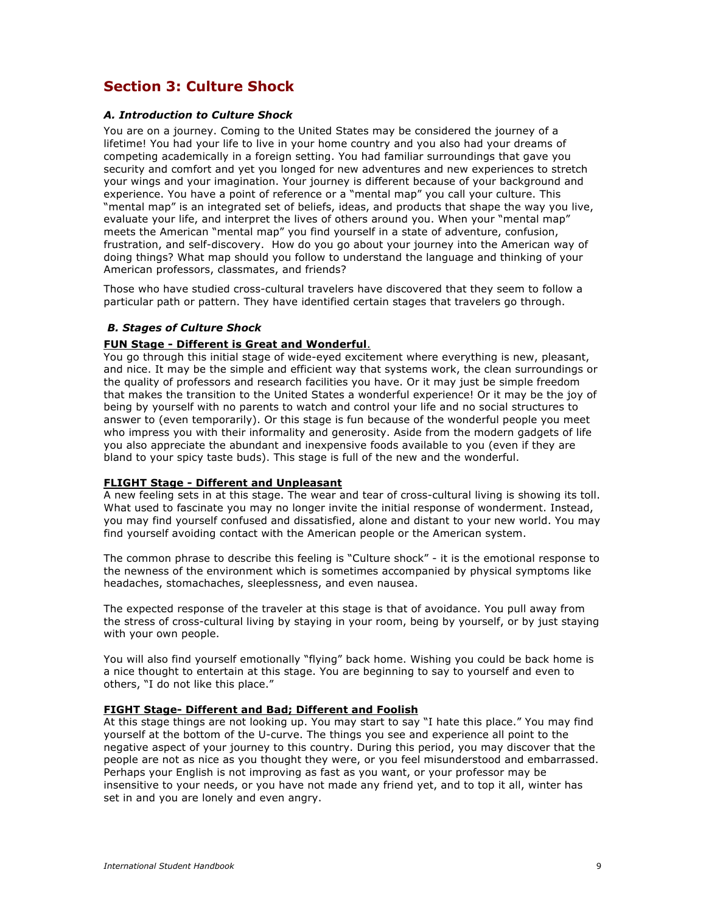## Section 3: Culture Shock

### *A. Introduction to Culture Shock*

You are on a journey. Coming to the United States may be considered the journey of a lifetime! You had your life to live in your home country and you also had your dreams of competing academically in a foreign setting. You had familiar surroundings that gave you security and comfort and yet you longed for new adventures and new experiences to stretch your wings and your imagination. Your journey is different because of your background and experience. You have a point of reference or a "mental map" you call your culture. This "mental map" is an integrated set of beliefs, ideas, and products that shape the way you live, evaluate your life, and interpret the lives of others around you. When your "mental map" meets the American "mental map" you find yourself in a state of adventure, confusion, frustration, and self-discovery. How do you go about your journey into the American way of doing things? What map should you follow to understand the language and thinking of your American professors, classmates, and friends?

Those who have studied cross-cultural travelers have discovered that they seem to follow a particular path or pattern. They have identified certain stages that travelers go through.

### *B. Stages of Culture Shock*

**FUN Stage - Different is Great and Wonderful**.

You go through this initial stage of wide-eyed excitement where everything is new, pleasant, and nice. It may be the simple and efficient way that systems work, the clean surroundings or the quality of professors and research facilities you have. Or it may just be simple freedom that makes the transition to the United States a wonderful experience! Or it may be the joy of being by yourself with no parents to watch and control your life and no social structures to answer to (even temporarily). Or this stage is fun because of the wonderful people you meet who impress you with their informality and generosity. Aside from the modern gadgets of life you also appreciate the abundant and inexpensive foods available to you (even if they are bland to your spicy taste buds). This stage is full of the new and the wonderful.

**FLIGHT Stage - Different and Unpleasant**

A new feeling sets in at this stage. The wear and tear of cross-cultural living is showing its toll. What used to fascinate you may no longer invite the initial response of wonderment. Instead, you may find yourself confused and dissatisfied, alone and distant to your new world. You may find yourself avoiding contact with the American people or the American system.

The common phrase to describe this feeling is "Culture shock" - it is the emotional response to the newness of the environment which is sometimes accompanied by physical symptoms like headaches, stomachaches, sleeplessness, and even nausea.

The expected response of the traveler at this stage is that of avoidance. You pull away from the stress of cross-cultural living by staying in your room, being by yourself, or by just staying with your own people.

You will also find yourself emotionally "flying" back home. Wishing you could be back home is a nice thought to entertain at this stage. You are beginning to say to yourself and even to others, "I do not like this place."

**FIGHT Stage- Different and Bad; Different and Foolish**

At this stage things are not looking up. You may start to say "I hate this place." You may find yourself at the bottom of the U-curve. The things you see and experience all point to the negative aspect of your journey to this country. During this period, you may discover that the people are not as nice as you thought they were, or you feel misunderstood and embarrassed. Perhaps your English is not improving as fast as you want, or your professor may be insensitive to your needs, or you have not made any friend yet, and to top it all, winter has set in and you are lonely and even angry.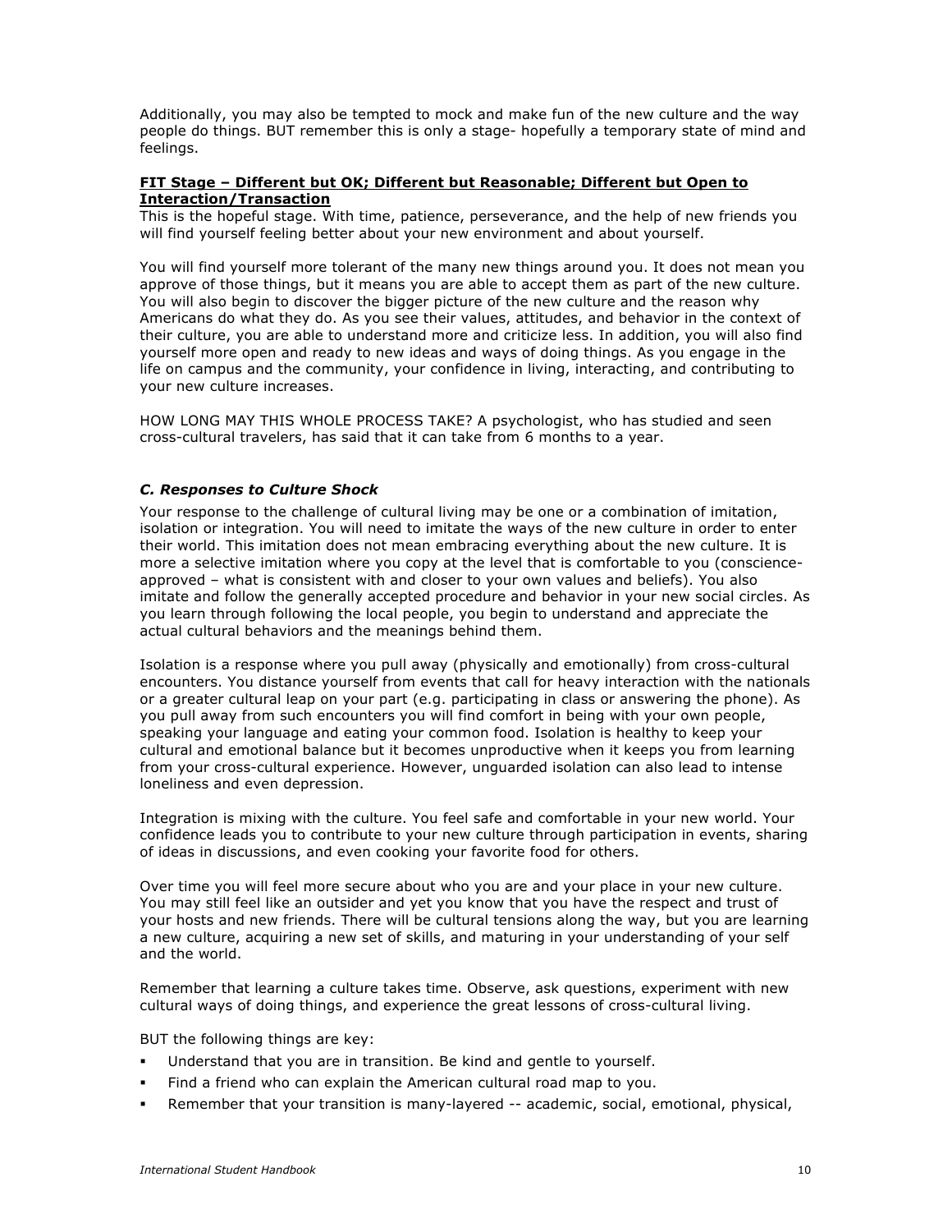Additionally, you may also be tempted to mock and make fun of the new culture and the way people do things. BUT remember this is only a stage- hopefully a temporary state of mind and feelings.

**FIT Stage – Different but OK; Different but Reasonable; Different but Open to Interaction/Transaction**

This is the hopeful stage. With time, patience, perseverance, and the help of new friends you will find yourself feeling better about your new environment and about yourself.

You will find yourself more tolerant of the many new things around you. It does not mean you approve of those things, but it means you are able to accept them as part of the new culture. You will also begin to discover the bigger picture of the new culture and the reason why Americans do what they do. As you see their values, attitudes, and behavior in the context of their culture, you are able to understand more and criticize less. In addition, you will also find yourself more open and ready to new ideas and ways of doing things. As you engage in the life on campus and the community, your confidence in living, interacting, and contributing to your new culture increases.

HOW LONG MAY THIS WHOLE PROCESS TAKE? A psychologist, who has studied and seen cross-cultural travelers, has said that it can take from 6 months to a year.

### *C. Responses to Culture Shock*

Your response to the challenge of cultural living may be one or a combination of imitation, isolation or integration. You will need to imitate the ways of the new culture in order to enter their world. This imitation does not mean embracing everything about the new culture. It is more a selective imitation where you copy at the level that is comfortable to you (conscience-approved – what is consistent with and closer to your own values and beliefs). You also imitate and follow the generally accepted procedure and behavior in your new social circles. As you learn through following the local people, you begin to understand and appreciate the actual cultural behaviors and the meanings behind them.

Isolation is a response where you pull away (physically and emotionally) from cross-cultural encounters. You distance yourself from events that call for heavy interaction with the nationals or a greater cultural leap on your part (e.g. participating in class or answering the phone). As you pull away from such encounters you will find comfort in being with your own people, speaking your language and eating your common food. Isolation is healthy to keep your cultural and emotional balance but it becomes unproductive when it keeps you from learning from your cross-cultural experience. However, unguarded isolation can also lead to intense loneliness and even depression.

Integration is mixing with the culture. You feel safe and comfortable in your new world. Your confidence leads you to contribute to your new culture through participation in events, sharing of ideas in discussions, and even cooking your favorite food for others.

Over time you will feel more secure about who you are and your place in your new culture. You may still feel like an outsider and yet you know that you have the respect and trust of your hosts and new friends. There will be cultural tensions along the way, but you are learning a new culture, acquiring a new set of skills, and maturing in your understanding of your self and the world.

Remember that learning a culture takes time. Observe, ask questions, experiment with new cultural ways of doing things, and experience the great lessons of cross-cultural living.

BUT the following things are key:

- Understand that you are in transition. Be kind and gentle to yourself.
- Find a friend who can explain the American cultural road map to you.
- Remember that your transition is many-layered -- academic, social, emotional, physical,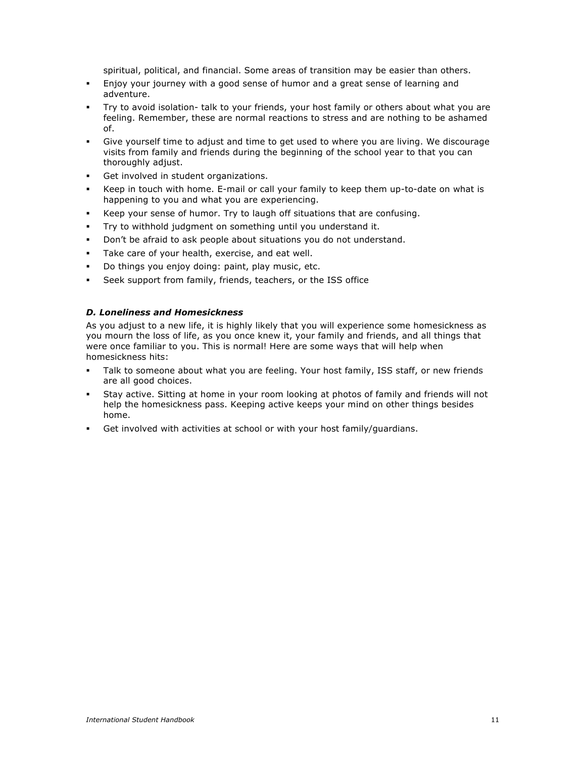spiritual, political, and financial. Some areas of transition may be easier than others.

- Enjoy your journey with a good sense of humor and a great sense of learning and adventure.
- Try to avoid isolation- talk to your friends, your host family or others about what you are feeling. Remember, these are normal reactions to stress and are nothing to be ashamed of.
- Give yourself time to adjust and time to get used to where you are living. We discourage visits from family and friends during the beginning of the school year to that you can thoroughly adjust.
- Get involved in student organizations.
- Keep in touch with home. E-mail or call your family to keep them up-to-date on what is happening to you and what you are experiencing.
- Keep your sense of humor. Try to laugh off situations that are confusing.
- Try to withhold judgment on something until you understand it.
- Don't be afraid to ask people about situations you do not understand.
- Take care of your health, exercise, and eat well.
- Do things you enjoy doing: paint, play music, etc.
- Seek support from family, friends, teachers, or the ISS office

### *D. Loneliness and Homesickness*

As you adjust to a new life, it is highly likely that you will experience some homesickness as you mourn the loss of life, as you once knew it, your family and friends, and all things that were once familiar to you. This is normal! Here are some ways that will help when homesickness hits:

- Talk to someone about what you are feeling. Your host family, ISS staff, or new friends are all good choices.
- Stay active. Sitting at home in your room looking at photos of family and friends will not help the homesickness pass. Keeping active keeps your mind on other things besides home.
- Get involved with activities at school or with your host family/guardians.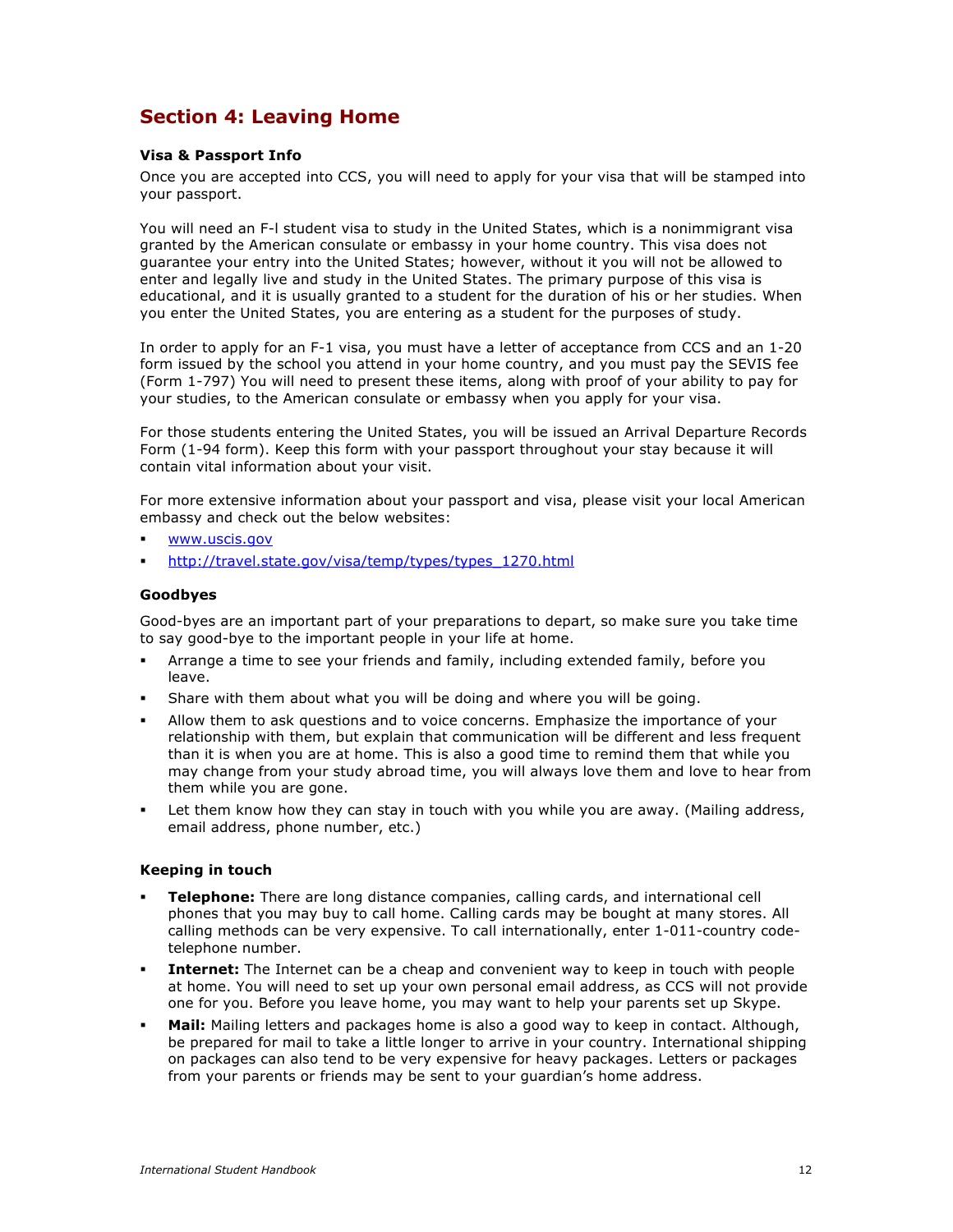## Section 4: Leaving Home

**Visa & Passport Info**

Once you are accepted into CCS, you will need to apply for your visa that will be stamped into your passport.

You will need an F-l student visa to study in the United States, which is a nonimmigrant visa granted by the American consulate or embassy in your home country. This visa does not guarantee your entry into the United States; however, without it you will not be allowed to enter and legally live and study in the United States. The primary purpose of this visa is educational, and it is usually granted to a student for the duration of his or her studies. When you enter the United States, you are entering as a student for the purposes of study.

In order to apply for an F-1 visa, you must have a letter of acceptance from CCS and an 1-20 form issued by the school you attend in your home country, and you must pay the SEVIS fee (Form 1-797) You will need to present these items, along with proof of your ability to pay for your studies, to the American consulate or embassy when you apply for your visa.

For those students entering the United States, you will be issued an Arrival Departure Records Form (1-94 form). Keep this form with your passport throughout your stay because it will contain vital information about your visit.

For more extensive information about your passport and visa, please visit your local American embassy and check out the below websites:

- www.uscis.gov
- http://travel.state.gov/visa/temp/types/types_1270.html

**Goodbyes**

Good-byes are an important part of your preparations to depart, so make sure you take time to say good-bye to the important people in your life at home.

- Arrange a time to see your friends and family, including extended family, before you leave.
- Share with them about what you will be doing and where you will be going.
- Allow them to ask questions and to voice concerns. Emphasize the importance of your relationship with them, but explain that communication will be different and less frequent than it is when you are at home. This is also a good time to remind them that while you may change from your study abroad time, you will always love them and love to hear from them while you are gone.
- Let them know how they can stay in touch with you while you are away. (Mailing address, email address, phone number, etc.)

**Keeping in touch**

- **Telephone:** There are long distance companies, calling cards, and international cell phones that you may buy to call home. Calling cards may be bought at many stores. All calling methods can be very expensive. To call internationally, enter 1-011-country code-telephone number.
- **Internet:** The Internet can be a cheap and convenient way to keep in touch with people at home. You will need to set up your own personal email address, as CCS will not provide one for you. Before you leave home, you may want to help your parents set up Skype.
- **Mail:** Mailing letters and packages home is also a good way to keep in contact. Although, be prepared for mail to take a little longer to arrive in your country. International shipping on packages can also tend to be very expensive for heavy packages. Letters or packages from your parents or friends may be sent to your guardian's home address.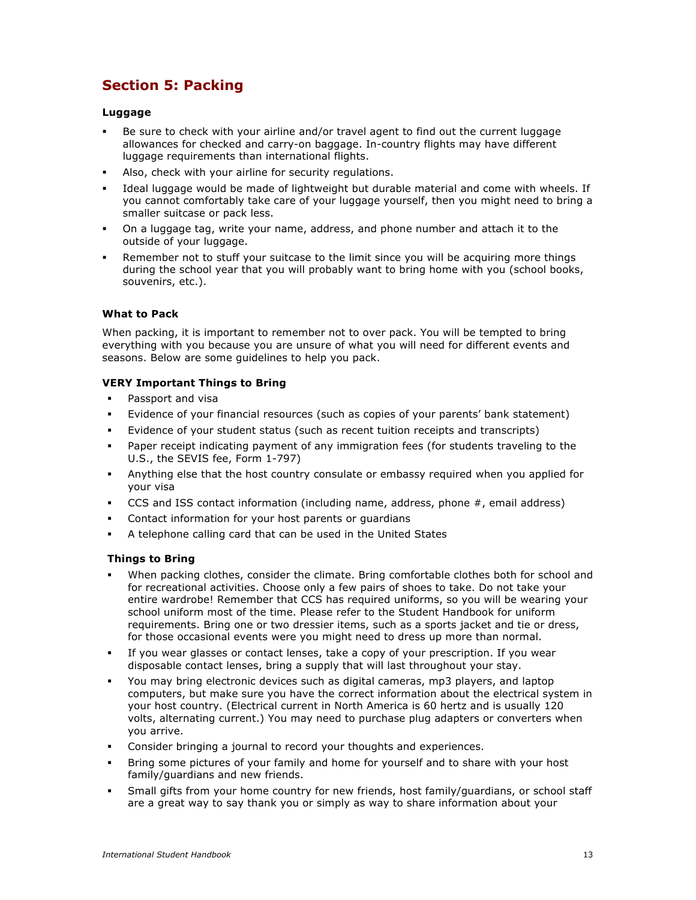## Section 5: Packing

### Luggage

- Be sure to check with your airline and/or travel agent to find out the current luggage allowances for checked and carry-on baggage. In-country flights may have different luggage requirements than international flights.
- Also, check with your airline for security regulations.
- Ideal luggage would be made of lightweight but durable material and come with wheels. If you cannot comfortably take care of your luggage yourself, then you might need to bring a smaller suitcase or pack less.
- On a luggage tag, write your name, address, and phone number and attach it to the outside of your luggage.
- Remember not to stuff your suitcase to the limit since you will be acquiring more things during the school year that you will probably want to bring home with you (school books, souvenirs, etc.).

### What to Pack

When packing, it is important to remember not to over pack. You will be tempted to bring everything with you because you are unsure of what you will need for different events and seasons. Below are some guidelines to help you pack.

### VERY Important Things to Bring

- Passport and visa
- Evidence of your financial resources (such as copies of your parents' bank statement)
- Evidence of your student status (such as recent tuition receipts and transcripts)
- Paper receipt indicating payment of any immigration fees (for students traveling to the U.S., the SEVIS fee, Form 1-797)
- Anything else that the host country consulate or embassy required when you applied for your visa
- CCS and ISS contact information (including name, address, phone #, email address)
- Contact information for your host parents or guardians
- A telephone calling card that can be used in the United States

### Things to Bring

- When packing clothes, consider the climate. Bring comfortable clothes both for school and for recreational activities. Choose only a few pairs of shoes to take. Do not take your entire wardrobe! Remember that CCS has required uniforms, so you will be wearing your school uniform most of the time. Please refer to the Student Handbook for uniform requirements. Bring one or two dressier items, such as a sports jacket and tie or dress, for those occasional events were you might need to dress up more than normal.
- If you wear glasses or contact lenses, take a copy of your prescription. If you wear disposable contact lenses, bring a supply that will last throughout your stay.
- You may bring electronic devices such as digital cameras, mp3 players, and laptop computers, but make sure you have the correct information about the electrical system in your host country. (Electrical current in North America is 60 hertz and is usually 120 volts, alternating current.) You may need to purchase plug adapters or converters when you arrive.
- Consider bringing a journal to record your thoughts and experiences.
- Bring some pictures of your family and home for yourself and to share with your host family/guardians and new friends.
- Small gifts from your home country for new friends, host family/guardians, or school staff are a great way to say thank you or simply as way to share information about your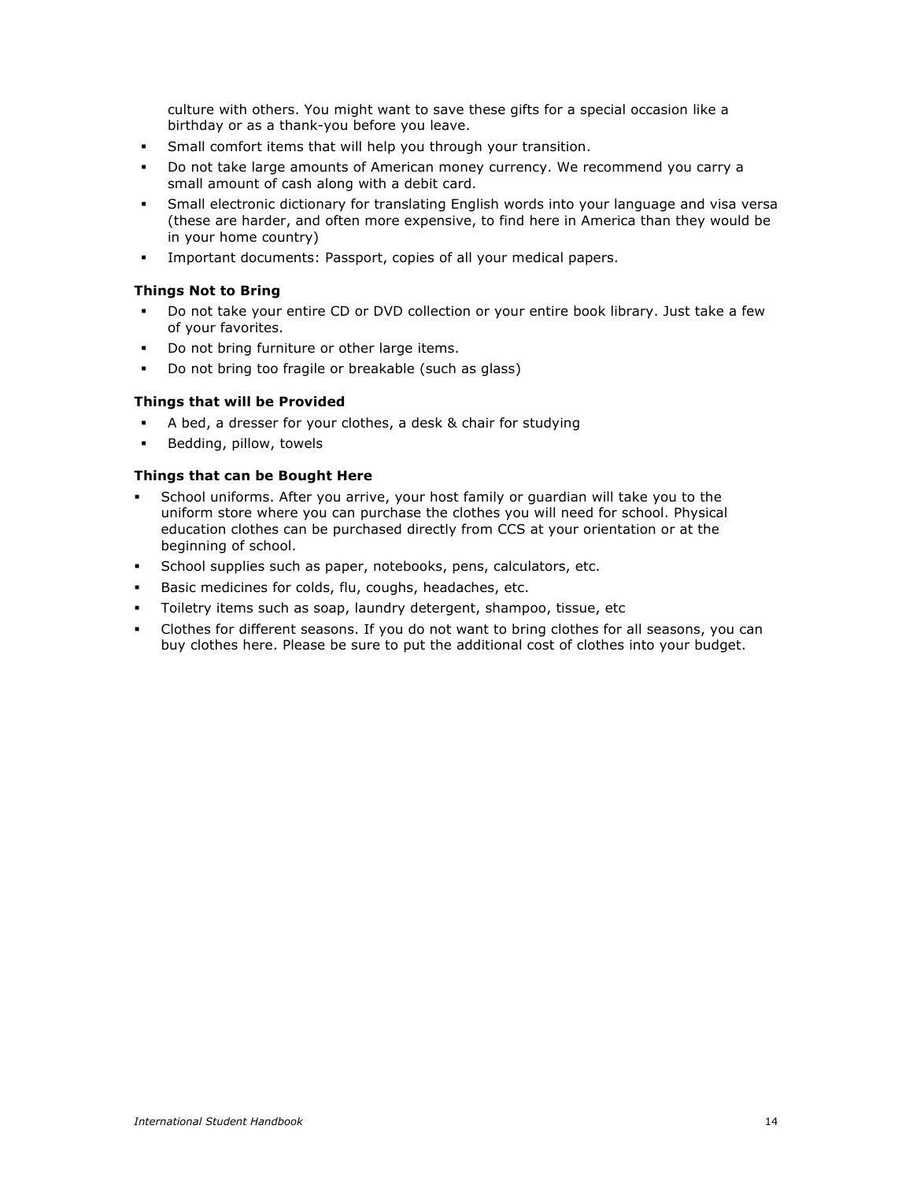culture with others. You might want to save these gifts for a special occasion like a birthday or as a thank-you before you leave.

- Small comfort items that will help you through your transition.
- Do not take large amounts of American money currency. We recommend you carry a small amount of cash along with a debit card.
- Small electronic dictionary for translating English words into your language and visa versa (these are harder, and often more expensive, to find here in America than they would be in your home country)
- Important documents: Passport, copies of all your medical papers.

**Things Not to Bring**

- Do not take your entire CD or DVD collection or your entire book library. Just take a few of your favorites.
- Do not bring furniture or other large items.
- Do not bring too fragile or breakable (such as glass)

**Things that will be Provided**

- A bed, a dresser for your clothes, a desk & chair for studying
- Bedding, pillow, towels

**Things that can be Bought Here**

- School uniforms. After you arrive, your host family or guardian will take you to the uniform store where you can purchase the clothes you will need for school. Physical education clothes can be purchased directly from CCS at your orientation or at the beginning of school.
- School supplies such as paper, notebooks, pens, calculators, etc.
- Basic medicines for colds, flu, coughs, headaches, etc.
- Toiletry items such as soap, laundry detergent, shampoo, tissue, etc
- Clothes for different seasons. If you do not want to bring clothes for all seasons, you can buy clothes here. Please be sure to put the additional cost of clothes into your budget.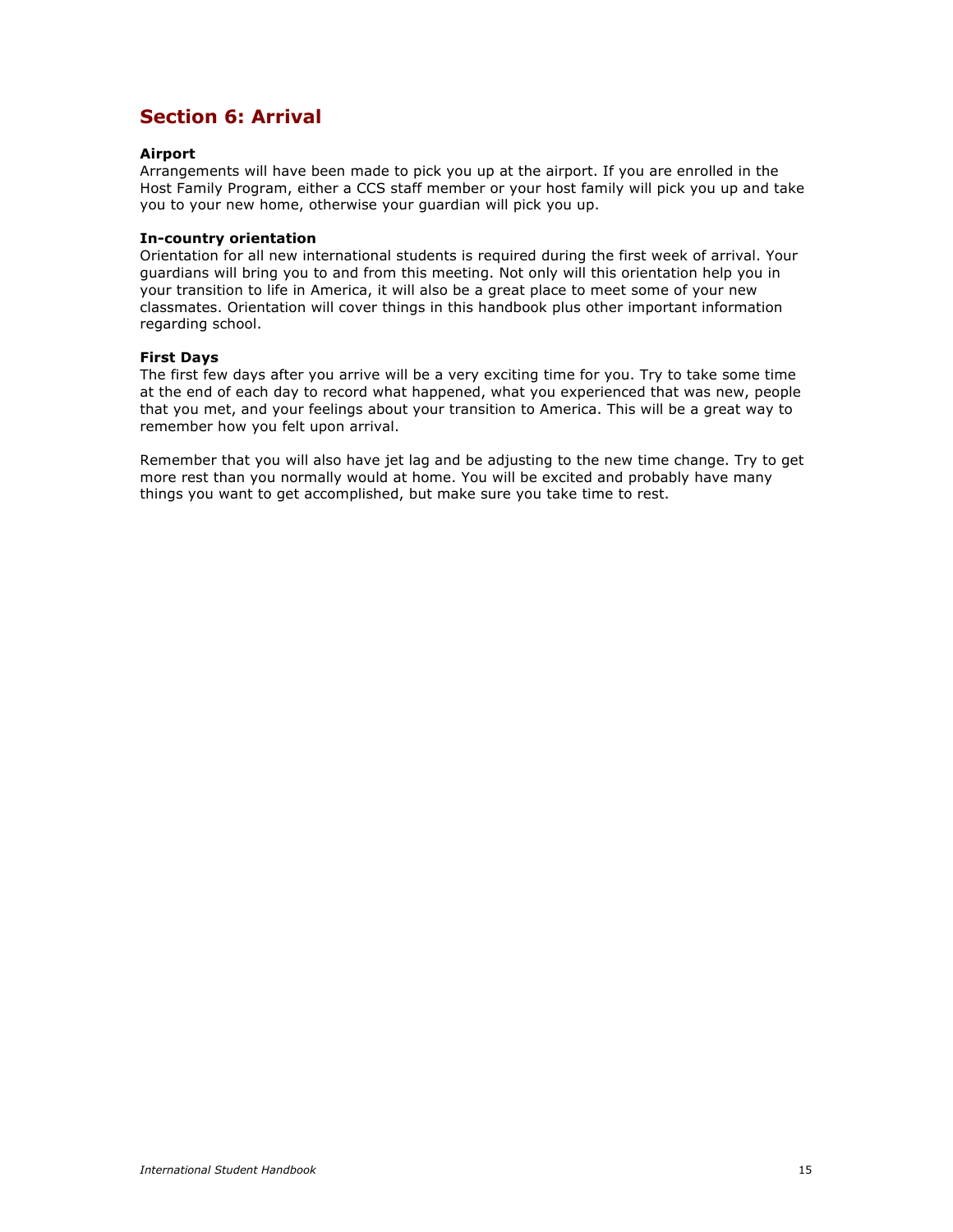## Section 6: Arrival

**Airport**
Arrangements will have been made to pick you up at the airport. If you are enrolled in the Host Family Program, either a CCS staff member or your host family will pick you up and take you to your new home, otherwise your guardian will pick you up.

**In-country orientation**
Orientation for all new international students is required during the first week of arrival. Your guardians will bring you to and from this meeting. Not only will this orientation help you in your transition to life in America, it will also be a great place to meet some of your new classmates. Orientation will cover things in this handbook plus other important information regarding school.

**First Days**
The first few days after you arrive will be a very exciting time for you. Try to take some time at the end of each day to record what happened, what you experienced that was new, people that you met, and your feelings about your transition to America. This will be a great way to remember how you felt upon arrival.

Remember that you will also have jet lag and be adjusting to the new time change. Try to get more rest than you normally would at home. You will be excited and probably have many things you want to get accomplished, but make sure you take time to rest.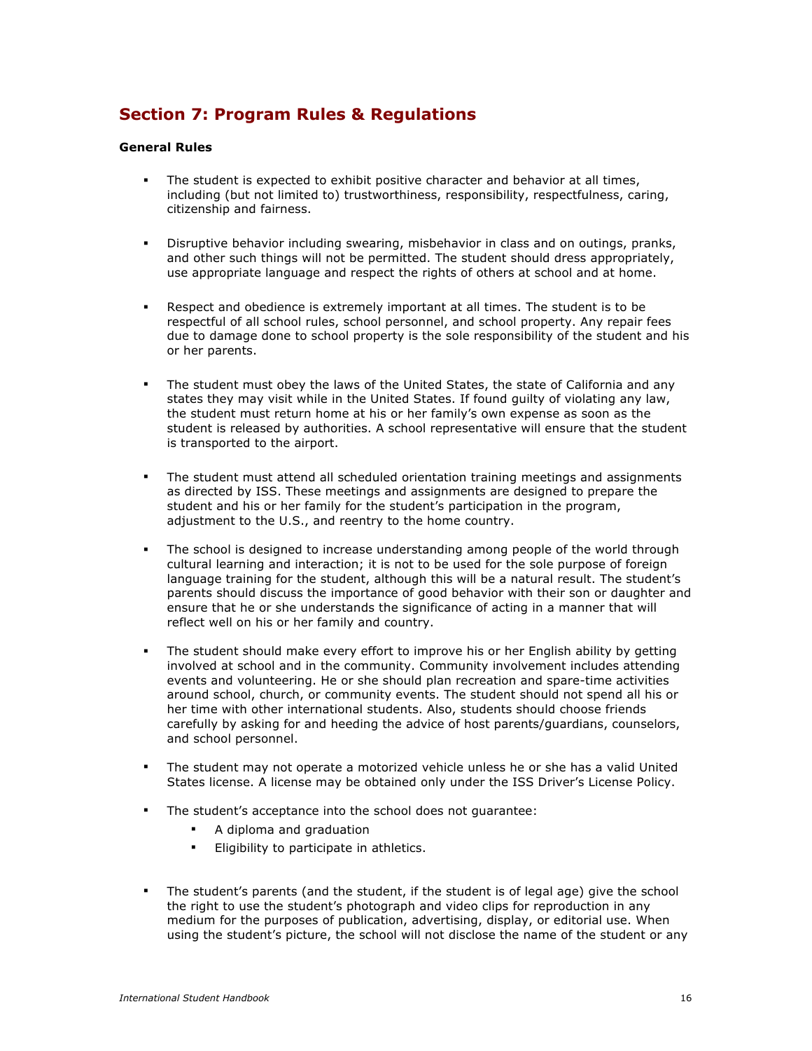## Section 7: Program Rules & Regulations

**General Rules**

- The student is expected to exhibit positive character and behavior at all times, including (but not limited to) trustworthiness, responsibility, respectfulness, caring, citizenship and fairness.

- Disruptive behavior including swearing, misbehavior in class and on outings, pranks, and other such things will not be permitted. The student should dress appropriately, use appropriate language and respect the rights of others at school and at home.

- Respect and obedience is extremely important at all times. The student is to be respectful of all school rules, school personnel, and school property. Any repair fees due to damage done to school property is the sole responsibility of the student and his or her parents.

- The student must obey the laws of the United States, the state of California and any states they may visit while in the United States. If found guilty of violating any law, the student must return home at his or her family's own expense as soon as the student is released by authorities. A school representative will ensure that the student is transported to the airport.

- The student must attend all scheduled orientation training meetings and assignments as directed by ISS. These meetings and assignments are designed to prepare the student and his or her family for the student's participation in the program, adjustment to the U.S., and reentry to the home country.

- The school is designed to increase understanding among people of the world through cultural learning and interaction; it is not to be used for the sole purpose of foreign language training for the student, although this will be a natural result. The student's parents should discuss the importance of good behavior with their son or daughter and ensure that he or she understands the significance of acting in a manner that will reflect well on his or her family and country.

- The student should make every effort to improve his or her English ability by getting involved at school and in the community. Community involvement includes attending events and volunteering. He or she should plan recreation and spare-time activities around school, church, or community events. The student should not spend all his or her time with other international students. Also, students should choose friends carefully by asking for and heeding the advice of host parents/guardians, counselors, and school personnel.

- The student may not operate a motorized vehicle unless he or she has a valid United States license. A license may be obtained only under the ISS Driver's License Policy.

- The student's acceptance into the school does not guarantee:
  - A diploma and graduation
  - Eligibility to participate in athletics.

- The student's parents (and the student, if the student is of legal age) give the school the right to use the student's photograph and video clips for reproduction in any medium for the purposes of publication, advertising, display, or editorial use. When using the student's picture, the school will not disclose the name of the student or any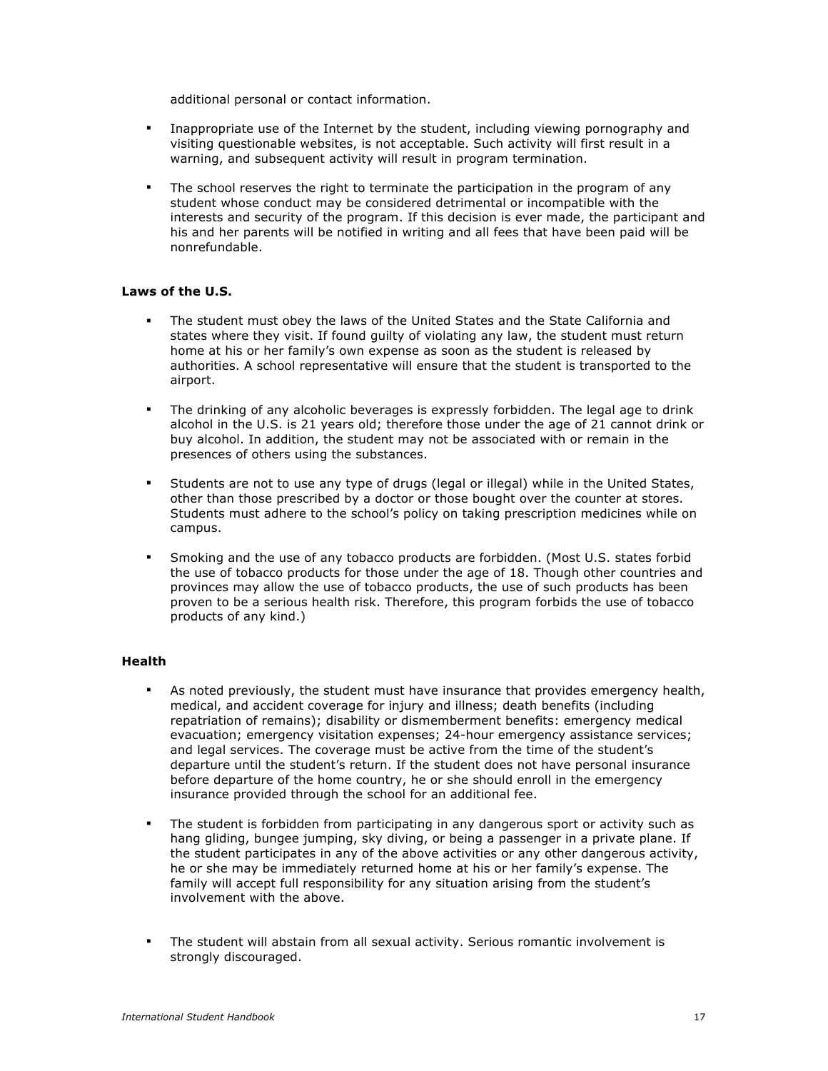additional personal or contact information.

- Inappropriate use of the Internet by the student, including viewing pornography and visiting questionable websites, is not acceptable. Such activity will first result in a warning, and subsequent activity will result in program termination.
- The school reserves the right to terminate the participation in the program of any student whose conduct may be considered detrimental or incompatible with the interests and security of the program. If this decision is ever made, the participant and his and her parents will be notified in writing and all fees that have been paid will be nonrefundable.

**Laws of the U.S.**

- The student must obey the laws of the United States and the State California and states where they visit. If found guilty of violating any law, the student must return home at his or her family's own expense as soon as the student is released by authorities. A school representative will ensure that the student is transported to the airport.
- The drinking of any alcoholic beverages is expressly forbidden. The legal age to drink alcohol in the U.S. is 21 years old; therefore those under the age of 21 cannot drink or buy alcohol. In addition, the student may not be associated with or remain in the presences of others using the substances.
- Students are not to use any type of drugs (legal or illegal) while in the United States, other than those prescribed by a doctor or those bought over the counter at stores. Students must adhere to the school's policy on taking prescription medicines while on campus.
- Smoking and the use of any tobacco products are forbidden. (Most U.S. states forbid the use of tobacco products for those under the age of 18. Though other countries and provinces may allow the use of tobacco products, the use of such products has been proven to be a serious health risk. Therefore, this program forbids the use of tobacco products of any kind.)

**Health**

- As noted previously, the student must have insurance that provides emergency health, medical, and accident coverage for injury and illness; death benefits (including repatriation of remains); disability or dismemberment benefits: emergency medical evacuation; emergency visitation expenses; 24-hour emergency assistance services; and legal services. The coverage must be active from the time of the student's departure until the student's return. If the student does not have personal insurance before departure of the home country, he or she should enroll in the emergency insurance provided through the school for an additional fee.
- The student is forbidden from participating in any dangerous sport or activity such as hang gliding, bungee jumping, sky diving, or being a passenger in a private plane. If the student participates in any of the above activities or any other dangerous activity, he or she may be immediately returned home at his or her family's expense. The family will accept full responsibility for any situation arising from the student's involvement with the above.
- The student will abstain from all sexual activity. Serious romantic involvement is strongly discouraged.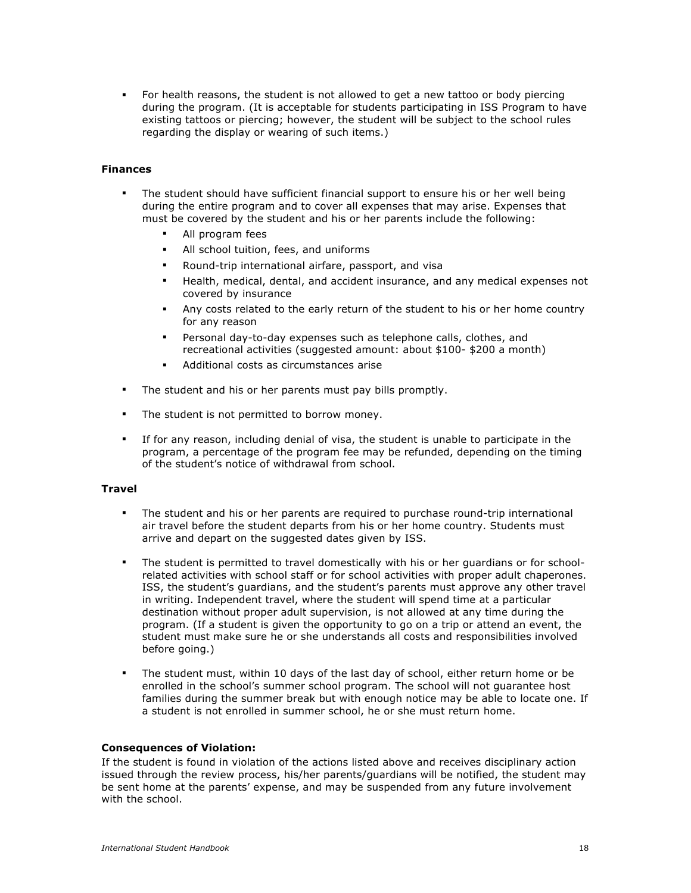- For health reasons, the student is not allowed to get a new tattoo or body piercing during the program. (It is acceptable for students participating in ISS Program to have existing tattoos or piercing; however, the student will be subject to the school rules regarding the display or wearing of such items.)

**Finances**

- The student should have sufficient financial support to ensure his or her well being during the entire program and to cover all expenses that may arise. Expenses that must be covered by the student and his or her parents include the following:
  - All program fees
  - All school tuition, fees, and uniforms
  - Round-trip international airfare, passport, and visa
  - Health, medical, dental, and accident insurance, and any medical expenses not covered by insurance
  - Any costs related to the early return of the student to his or her home country for any reason
  - Personal day-to-day expenses such as telephone calls, clothes, and recreational activities (suggested amount: about $100- $200 a month)
  - Additional costs as circumstances arise
- The student and his or her parents must pay bills promptly.
- The student is not permitted to borrow money.
- If for any reason, including denial of visa, the student is unable to participate in the program, a percentage of the program fee may be refunded, depending on the timing of the student's notice of withdrawal from school.

**Travel**

- The student and his or her parents are required to purchase round-trip international air travel before the student departs from his or her home country. Students must arrive and depart on the suggested dates given by ISS.
- The student is permitted to travel domestically with his or her guardians or for school-related activities with school staff or for school activities with proper adult chaperones. ISS, the student's guardians, and the student's parents must approve any other travel in writing. Independent travel, where the student will spend time at a particular destination without proper adult supervision, is not allowed at any time during the program. (If a student is given the opportunity to go on a trip or attend an event, the student must make sure he or she understands all costs and responsibilities involved before going.)
- The student must, within 10 days of the last day of school, either return home or be enrolled in the school's summer school program. The school will not guarantee host families during the summer break but with enough notice may be able to locate one. If a student is not enrolled in summer school, he or she must return home.

**Consequences of Violation:**

If the student is found in violation of the actions listed above and receives disciplinary action issued through the review process, his/her parents/guardians will be notified, the student may be sent home at the parents' expense, and may be suspended from any future involvement with the school.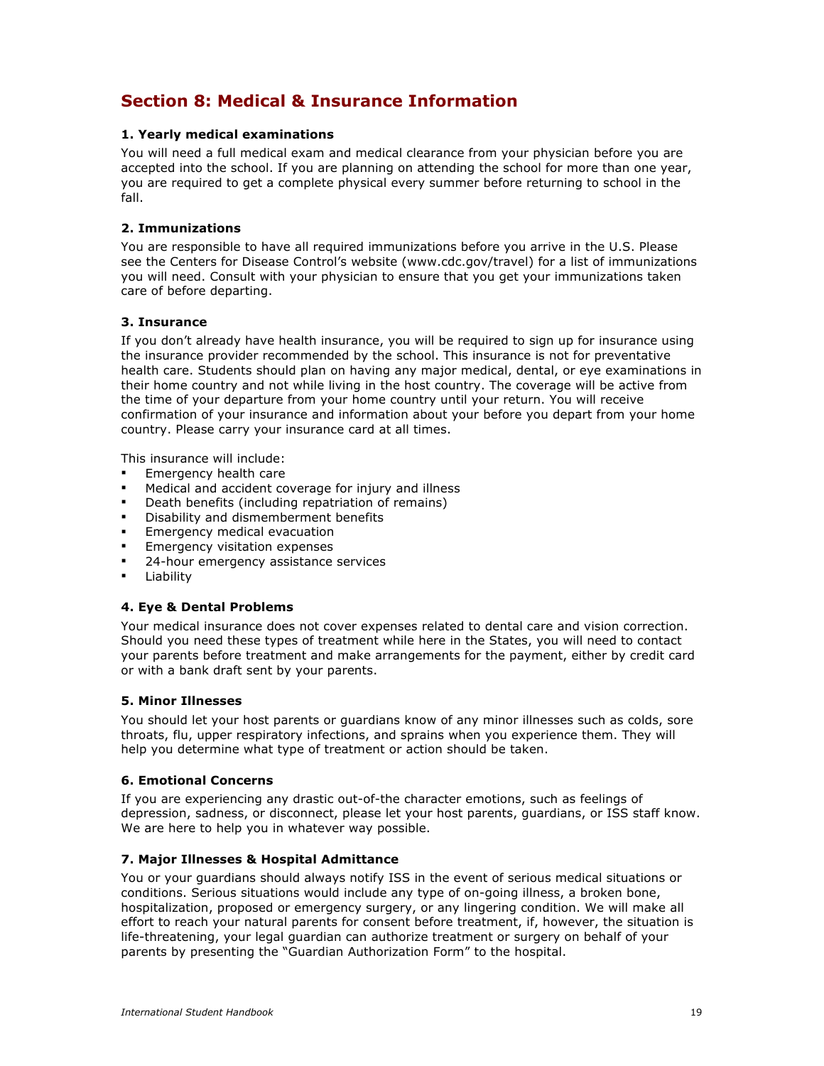## Section 8: Medical & Insurance Information

**1. Yearly medical examinations**

You will need a full medical exam and medical clearance from your physician before you are accepted into the school. If you are planning on attending the school for more than one year, you are required to get a complete physical every summer before returning to school in the fall.

**2. Immunizations**

You are responsible to have all required immunizations before you arrive in the U.S. Please see the Centers for Disease Control's website (www.cdc.gov/travel) for a list of immunizations you will need. Consult with your physician to ensure that you get your immunizations taken care of before departing.

**3. Insurance**

If you don't already have health insurance, you will be required to sign up for insurance using the insurance provider recommended by the school. This insurance is not for preventative health care. Students should plan on having any major medical, dental, or eye examinations in their home country and not while living in the host country. The coverage will be active from the time of your departure from your home country until your return. You will receive confirmation of your insurance and information about your before you depart from your home country. Please carry your insurance card at all times.

This insurance will include:

- Emergency health care
- Medical and accident coverage for injury and illness
- Death benefits (including repatriation of remains)
- Disability and dismemberment benefits
- Emergency medical evacuation
- Emergency visitation expenses
- 24-hour emergency assistance services
- Liability

**4. Eye & Dental Problems**

Your medical insurance does not cover expenses related to dental care and vision correction. Should you need these types of treatment while here in the States, you will need to contact your parents before treatment and make arrangements for the payment, either by credit card or with a bank draft sent by your parents.

**5. Minor Illnesses**

You should let your host parents or guardians know of any minor illnesses such as colds, sore throats, flu, upper respiratory infections, and sprains when you experience them. They will help you determine what type of treatment or action should be taken.

**6. Emotional Concerns**

If you are experiencing any drastic out-of-the character emotions, such as feelings of depression, sadness, or disconnect, please let your host parents, guardians, or ISS staff know. We are here to help you in whatever way possible.

**7. Major Illnesses & Hospital Admittance**

You or your guardians should always notify ISS in the event of serious medical situations or conditions. Serious situations would include any type of on-going illness, a broken bone, hospitalization, proposed or emergency surgery, or any lingering condition. We will make all effort to reach your natural parents for consent before treatment, if, however, the situation is life-threatening, your legal guardian can authorize treatment or surgery on behalf of your parents by presenting the "Guardian Authorization Form" to the hospital.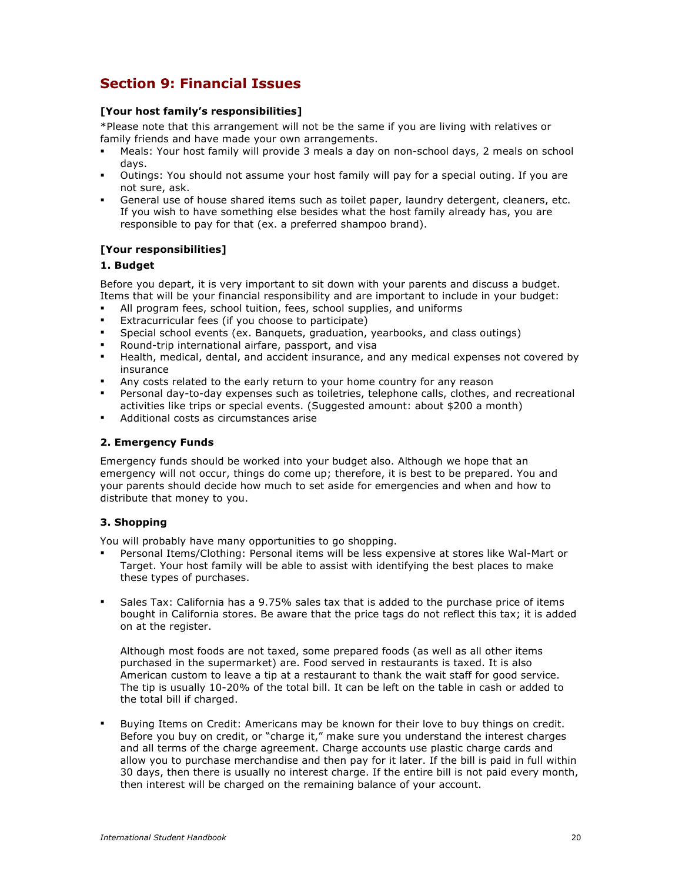## Section 9: Financial Issues

**[Your host family's responsibilities]**

*Please note that this arrangement will not be the same if you are living with relatives or family friends and have made your own arrangements.

- Meals: Your host family will provide 3 meals a day on non-school days, 2 meals on school days.
- Outings: You should not assume your host family will pay for a special outing. If you are not sure, ask.
- General use of house shared items such as toilet paper, laundry detergent, cleaners, etc. If you wish to have something else besides what the host family already has, you are responsible to pay for that (ex. a preferred shampoo brand).

**[Your responsibilities]**

**1. Budget**

Before you depart, it is very important to sit down with your parents and discuss a budget. Items that will be your financial responsibility and are important to include in your budget:

- All program fees, school tuition, fees, school supplies, and uniforms
- Extracurricular fees (if you choose to participate)
- Special school events (ex. Banquets, graduation, yearbooks, and class outings)
- Round-trip international airfare, passport, and visa
- Health, medical, dental, and accident insurance, and any medical expenses not covered by insurance
- Any costs related to the early return to your home country for any reason
- Personal day-to-day expenses such as toiletries, telephone calls, clothes, and recreational activities like trips or special events. (Suggested amount: about $200 a month)
- Additional costs as circumstances arise

**2. Emergency Funds**

Emergency funds should be worked into your budget also. Although we hope that an emergency will not occur, things do come up; therefore, it is best to be prepared. You and your parents should decide how much to set aside for emergencies and when and how to distribute that money to you.

**3. Shopping**

You will probably have many opportunities to go shopping.

- Personal Items/Clothing: Personal items will be less expensive at stores like Wal-Mart or Target. Your host family will be able to assist with identifying the best places to make these types of purchases.

- Sales Tax: California has a 9.75% sales tax that is added to the purchase price of items bought in California stores. Be aware that the price tags do not reflect this tax; it is added on at the register.

  Although most foods are not taxed, some prepared foods (as well as all other items purchased in the supermarket) are. Food served in restaurants is taxed. It is also American custom to leave a tip at a restaurant to thank the wait staff for good service. The tip is usually 10-20% of the total bill. It can be left on the table in cash or added to the total bill if charged.

- Buying Items on Credit: Americans may be known for their love to buy things on credit. Before you buy on credit, or "charge it," make sure you understand the interest charges and all terms of the charge agreement. Charge accounts use plastic charge cards and allow you to purchase merchandise and then pay for it later. If the bill is paid in full within 30 days, then there is usually no interest charge. If the entire bill is not paid every month, then interest will be charged on the remaining balance of your account.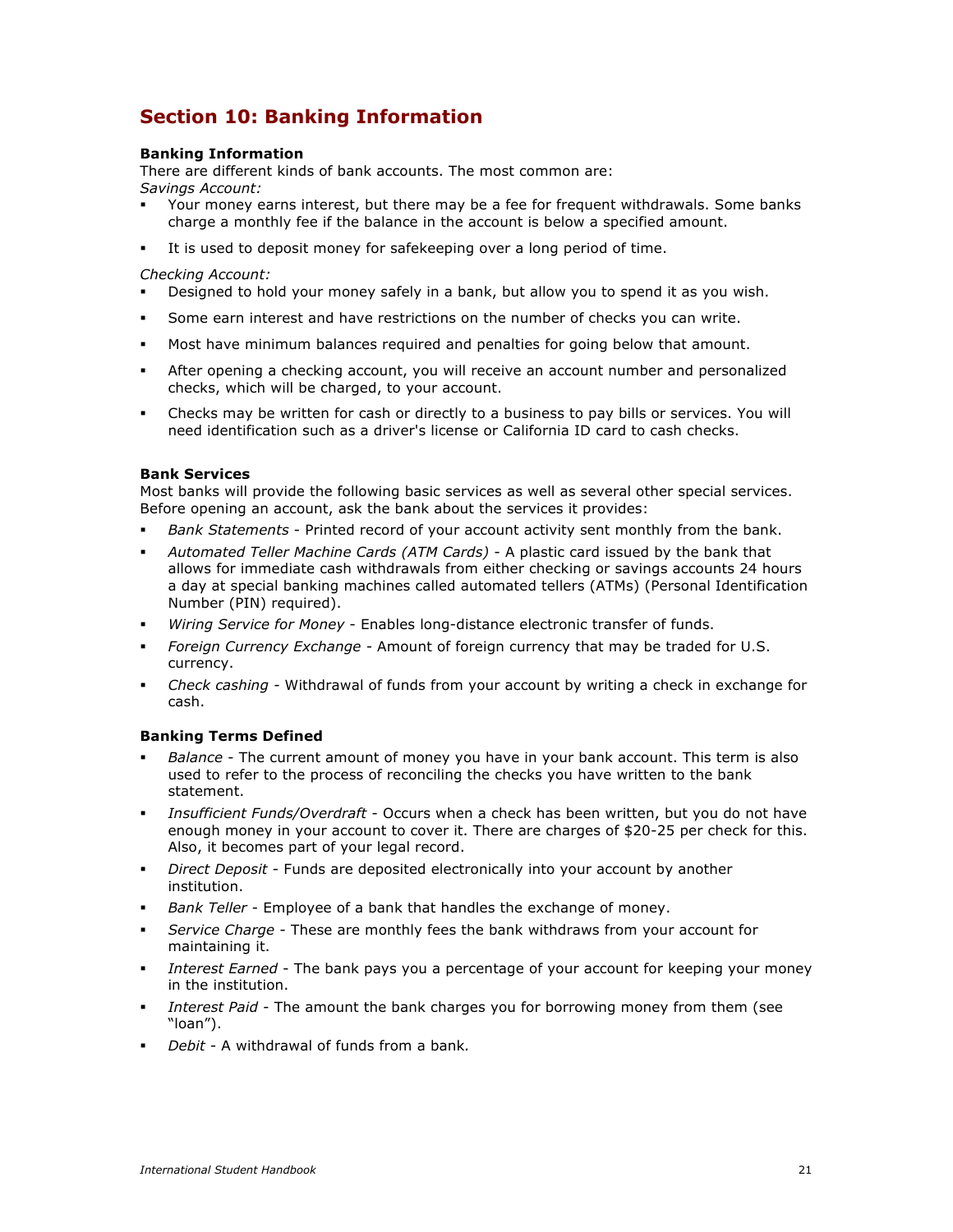## Section 10: Banking Information

**Banking Information**

There are different kinds of bank accounts. The most common are:

*Savings Account:*

- Your money earns interest, but there may be a fee for frequent withdrawals. Some banks charge a monthly fee if the balance in the account is below a specified amount.
- It is used to deposit money for safekeeping over a long period of time.

*Checking Account:*

- Designed to hold your money safely in a bank, but allow you to spend it as you wish.
- Some earn interest and have restrictions on the number of checks you can write.
- Most have minimum balances required and penalties for going below that amount.
- After opening a checking account, you will receive an account number and personalized checks, which will be charged, to your account.
- Checks may be written for cash or directly to a business to pay bills or services. You will need identification such as a driver's license or California ID card to cash checks.

**Bank Services**

Most banks will provide the following basic services as well as several other special services. Before opening an account, ask the bank about the services it provides:

- *Bank Statements* - Printed record of your account activity sent monthly from the bank.
- *Automated Teller Machine Cards (ATM Cards)* - A plastic card issued by the bank that allows for immediate cash withdrawals from either checking or savings accounts 24 hours a day at special banking machines called automated tellers (ATMs) (Personal Identification Number (PIN) required).
- *Wiring Service for Money* - Enables long-distance electronic transfer of funds.
- *Foreign Currency Exchange* - Amount of foreign currency that may be traded for U.S. currency.
- *Check cashing* - Withdrawal of funds from your account by writing a check in exchange for cash.

**Banking Terms Defined**

- *Balance* - The current amount of money you have in your bank account. This term is also used to refer to the process of reconciling the checks you have written to the bank statement.
- *Insufficient Funds/Overdraft* - Occurs when a check has been written, but you do not have enough money in your account to cover it. There are charges of $20-25 per check for this. Also, it becomes part of your legal record.
- *Direct Deposit* - Funds are deposited electronically into your account by another institution.
- *Bank Teller* - Employee of a bank that handles the exchange of money.
- *Service Charge* - These are monthly fees the bank withdraws from your account for maintaining it.
- *Interest Earned* - The bank pays you a percentage of your account for keeping your money in the institution.
- *Interest Paid* - The amount the bank charges you for borrowing money from them (see "loan").
- *Debit* - A withdrawal of funds from a bank.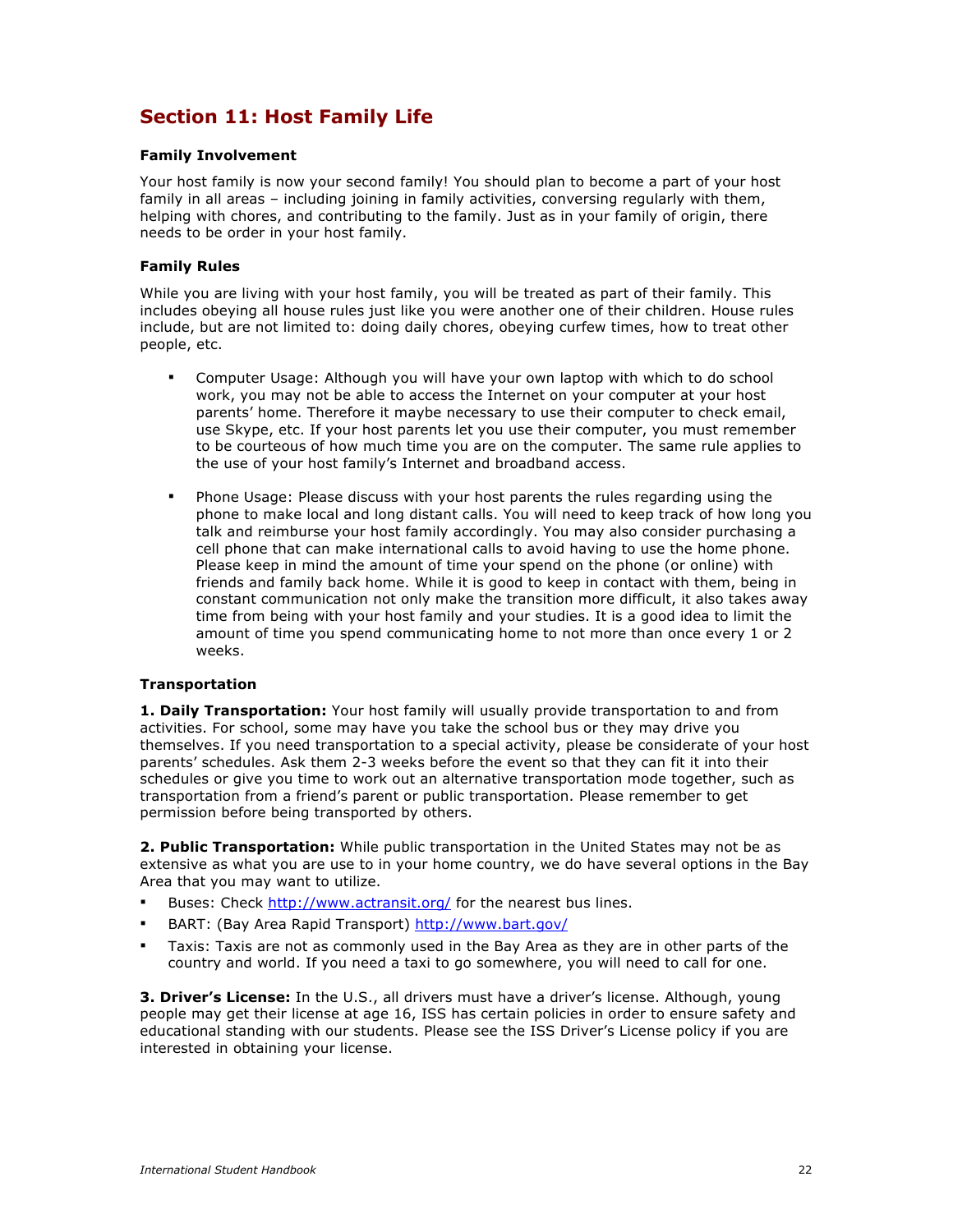## Section 11: Host Family Life

### Family Involvement

Your host family is now your second family! You should plan to become a part of your host family in all areas – including joining in family activities, conversing regularly with them, helping with chores, and contributing to the family. Just as in your family of origin, there needs to be order in your host family.

### Family Rules

While you are living with your host family, you will be treated as part of their family. This includes obeying all house rules just like you were another one of their children. House rules include, but are not limited to: doing daily chores, obeying curfew times, how to treat other people, etc.

- Computer Usage: Although you will have your own laptop with which to do school work, you may not be able to access the Internet on your computer at your host parents' home. Therefore it maybe necessary to use their computer to check email, use Skype, etc. If your host parents let you use their computer, you must remember to be courteous of how much time you are on the computer. The same rule applies to the use of your host family's Internet and broadband access.

- Phone Usage: Please discuss with your host parents the rules regarding using the phone to make local and long distant calls. You will need to keep track of how long you talk and reimburse your host family accordingly. You may also consider purchasing a cell phone that can make international calls to avoid having to use the home phone. Please keep in mind the amount of time your spend on the phone (or online) with friends and family back home. While it is good to keep in contact with them, being in constant communication not only make the transition more difficult, it also takes away time from being with your host family and your studies. It is a good idea to limit the amount of time you spend communicating home to not more than once every 1 or 2 weeks.

### Transportation

**1. Daily Transportation:** Your host family will usually provide transportation to and from activities. For school, some may have you take the school bus or they may drive you themselves. If you need transportation to a special activity, please be considerate of your host parents' schedules. Ask them 2-3 weeks before the event so that they can fit it into their schedules or give you time to work out an alternative transportation mode together, such as transportation from a friend's parent or public transportation. Please remember to get permission before being transported by others.

**2. Public Transportation:** While public transportation in the United States may not be as extensive as what you are use to in your home country, we do have several options in the Bay Area that you may want to utilize.

- Buses: Check http://www.actransit.org/ for the nearest bus lines.
- BART: (Bay Area Rapid Transport) http://www.bart.gov/
- Taxis: Taxis are not as commonly used in the Bay Area as they are in other parts of the country and world. If you need a taxi to go somewhere, you will need to call for one.

**3. Driver's License:** In the U.S., all drivers must have a driver's license. Although, young people may get their license at age 16, ISS has certain policies in order to ensure safety and educational standing with our students. Please see the ISS Driver's License policy if you are interested in obtaining your license.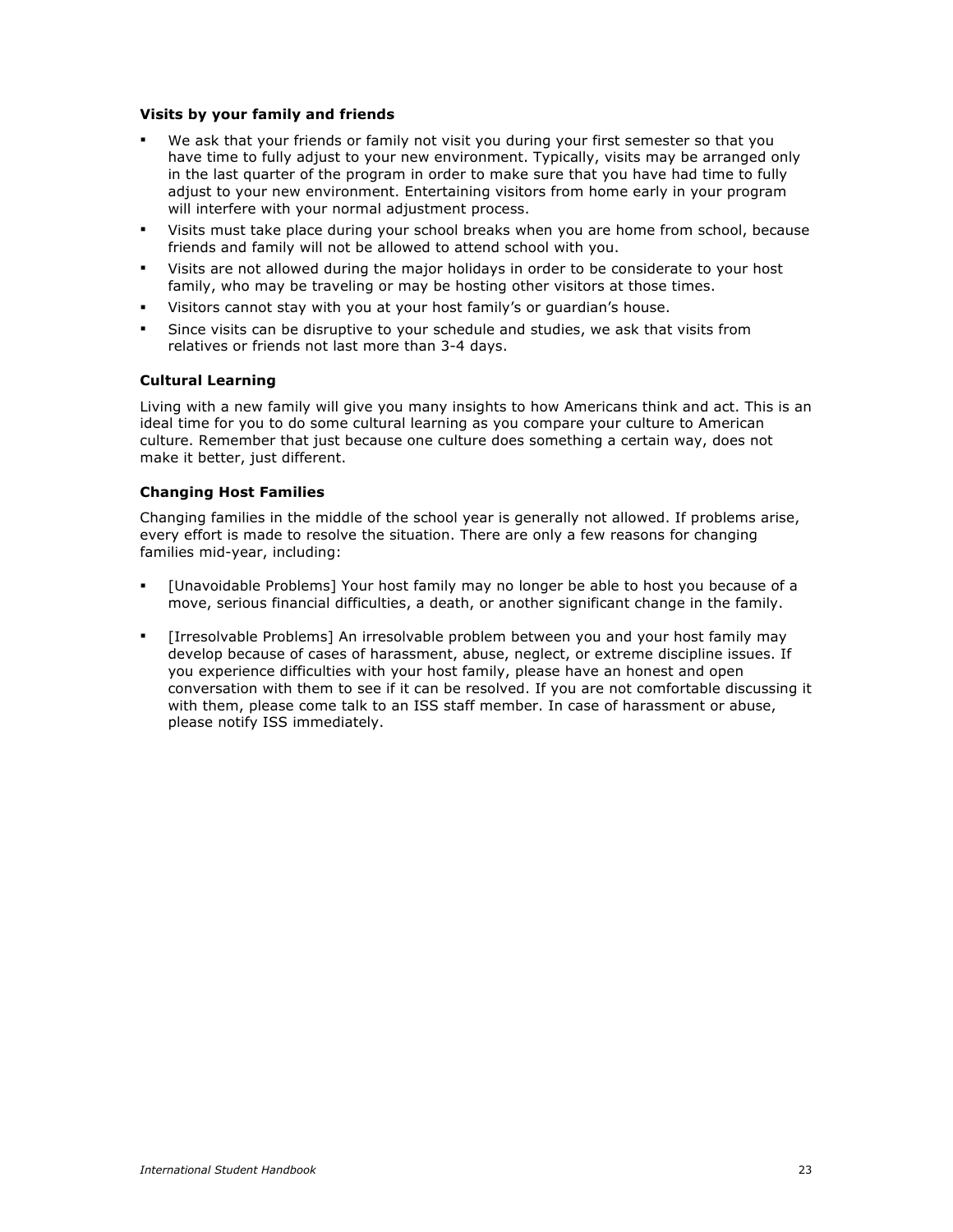### Visits by your family and friends

- We ask that your friends or family not visit you during your first semester so that you have time to fully adjust to your new environment. Typically, visits may be arranged only in the last quarter of the program in order to make sure that you have had time to fully adjust to your new environment. Entertaining visitors from home early in your program will interfere with your normal adjustment process.
- Visits must take place during your school breaks when you are home from school, because friends and family will not be allowed to attend school with you.
- Visits are not allowed during the major holidays in order to be considerate to your host family, who may be traveling or may be hosting other visitors at those times.
- Visitors cannot stay with you at your host family's or guardian's house.
- Since visits can be disruptive to your schedule and studies, we ask that visits from relatives or friends not last more than 3-4 days.

### Cultural Learning

Living with a new family will give you many insights to how Americans think and act. This is an ideal time for you to do some cultural learning as you compare your culture to American culture. Remember that just because one culture does something a certain way, does not make it better, just different.

### Changing Host Families

Changing families in the middle of the school year is generally not allowed. If problems arise, every effort is made to resolve the situation. There are only a few reasons for changing families mid-year, including:

- [Unavoidable Problems] Your host family may no longer be able to host you because of a move, serious financial difficulties, a death, or another significant change in the family.
- [Irresolvable Problems] An irresolvable problem between you and your host family may develop because of cases of harassment, abuse, neglect, or extreme discipline issues. If you experience difficulties with your host family, please have an honest and open conversation with them to see if it can be resolved. If you are not comfortable discussing it with them, please come talk to an ISS staff member. In case of harassment or abuse, please notify ISS immediately.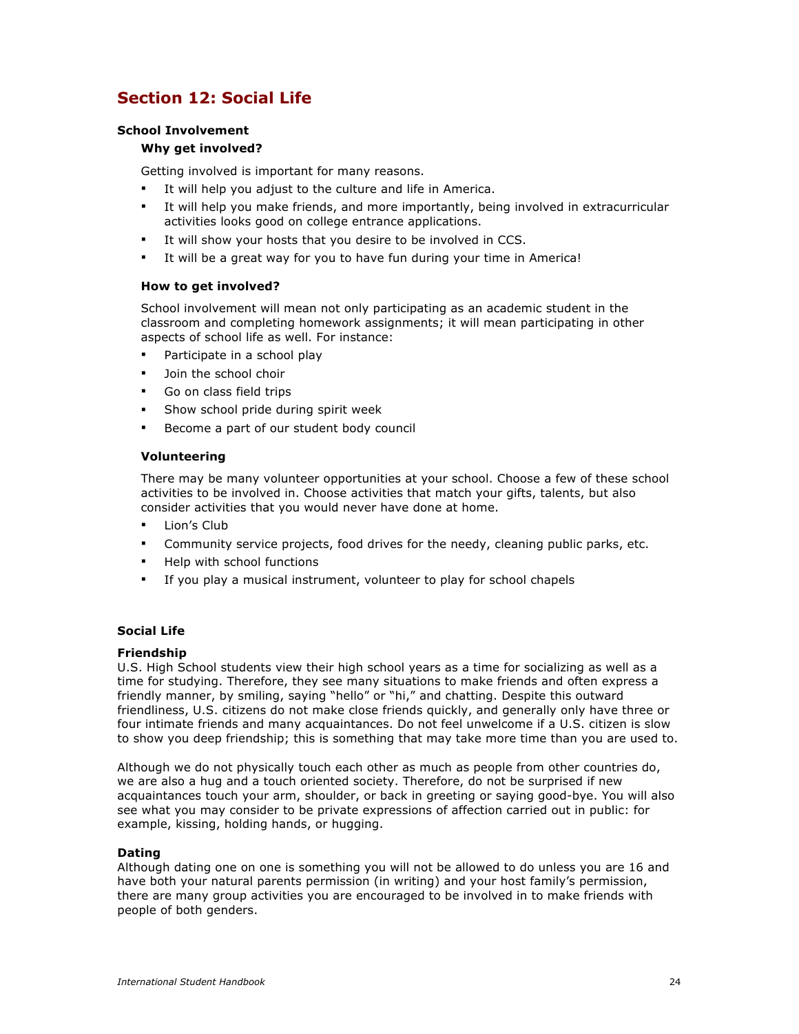# Section 12: Social Life

## School Involvement

### Why get involved?

Getting involved is important for many reasons.

- It will help you adjust to the culture and life in America.
- It will help you make friends, and more importantly, being involved in extracurricular activities looks good on college entrance applications.
- It will show your hosts that you desire to be involved in CCS.
- It will be a great way for you to have fun during your time in America!

### How to get involved?

School involvement will mean not only participating as an academic student in the classroom and completing homework assignments; it will mean participating in other aspects of school life as well. For instance:

- Participate in a school play
- Join the school choir
- Go on class field trips
- Show school pride during spirit week
- Become a part of our student body council

### Volunteering

There may be many volunteer opportunities at your school. Choose a few of these school activities to be involved in. Choose activities that match your gifts, talents, but also consider activities that you would never have done at home.

- Lion's Club
- Community service projects, food drives for the needy, cleaning public parks, etc.
- Help with school functions
- If you play a musical instrument, volunteer to play for school chapels

## Social Life

### Friendship

U.S. High School students view their high school years as a time for socializing as well as a time for studying. Therefore, they see many situations to make friends and often express a friendly manner, by smiling, saying "hello" or "hi," and chatting. Despite this outward friendliness, U.S. citizens do not make close friends quickly, and generally only have three or four intimate friends and many acquaintances. Do not feel unwelcome if a U.S. citizen is slow to show you deep friendship; this is something that may take more time than you are used to.

Although we do not physically touch each other as much as people from other countries do, we are also a hug and a touch oriented society. Therefore, do not be surprised if new acquaintances touch your arm, shoulder, or back in greeting or saying good-bye. You will also see what you may consider to be private expressions of affection carried out in public: for example, kissing, holding hands, or hugging.

### Dating

Although dating one on one is something you will not be allowed to do unless you are 16 and have both your natural parents permission (in writing) and your host family's permission, there are many group activities you are encouraged to be involved in to make friends with people of both genders.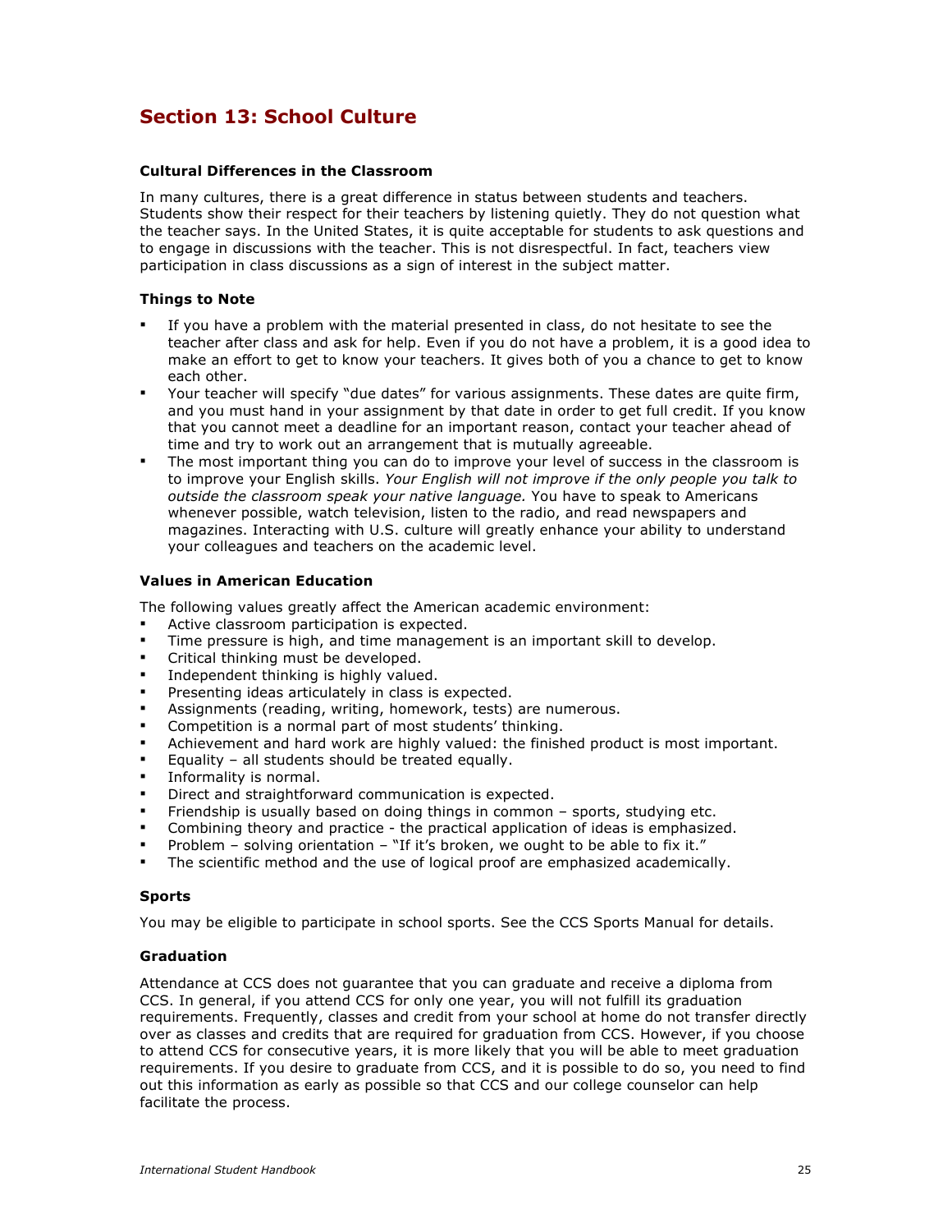## Section 13: School Culture

### Cultural Differences in the Classroom

In many cultures, there is a great difference in status between students and teachers. Students show their respect for their teachers by listening quietly. They do not question what the teacher says. In the United States, it is quite acceptable for students to ask questions and to engage in discussions with the teacher. This is not disrespectful. In fact, teachers view participation in class discussions as a sign of interest in the subject matter.

### Things to Note

- If you have a problem with the material presented in class, do not hesitate to see the teacher after class and ask for help. Even if you do not have a problem, it is a good idea to make an effort to get to know your teachers. It gives both of you a chance to get to know each other.
- Your teacher will specify "due dates" for various assignments. These dates are quite firm, and you must hand in your assignment by that date in order to get full credit. If you know that you cannot meet a deadline for an important reason, contact your teacher ahead of time and try to work out an arrangement that is mutually agreeable.
- The most important thing you can do to improve your level of success in the classroom is to improve your English skills. *Your English will not improve if the only people you talk to outside the classroom speak your native language.* You have to speak to Americans whenever possible, watch television, listen to the radio, and read newspapers and magazines. Interacting with U.S. culture will greatly enhance your ability to understand your colleagues and teachers on the academic level.

### Values in American Education

The following values greatly affect the American academic environment:

- Active classroom participation is expected.
- Time pressure is high, and time management is an important skill to develop.
- Critical thinking must be developed.
- Independent thinking is highly valued.
- Presenting ideas articulately in class is expected.
- Assignments (reading, writing, homework, tests) are numerous.
- Competition is a normal part of most students' thinking.
- Achievement and hard work are highly valued: the finished product is most important.
- Equality – all students should be treated equally.
- Informality is normal.
- Direct and straightforward communication is expected.
- Friendship is usually based on doing things in common – sports, studying etc.
- Combining theory and practice - the practical application of ideas is emphasized.
- Problem – solving orientation – "If it's broken, we ought to be able to fix it."
- The scientific method and the use of logical proof are emphasized academically.

### Sports

You may be eligible to participate in school sports. See the CCS Sports Manual for details.

### Graduation

Attendance at CCS does not guarantee that you can graduate and receive a diploma from CCS. In general, if you attend CCS for only one year, you will not fulfill its graduation requirements. Frequently, classes and credit from your school at home do not transfer directly over as classes and credits that are required for graduation from CCS. However, if you choose to attend CCS for consecutive years, it is more likely that you will be able to meet graduation requirements. If you desire to graduate from CCS, and it is possible to do so, you need to find out this information as early as possible so that CCS and our college counselor can help facilitate the process.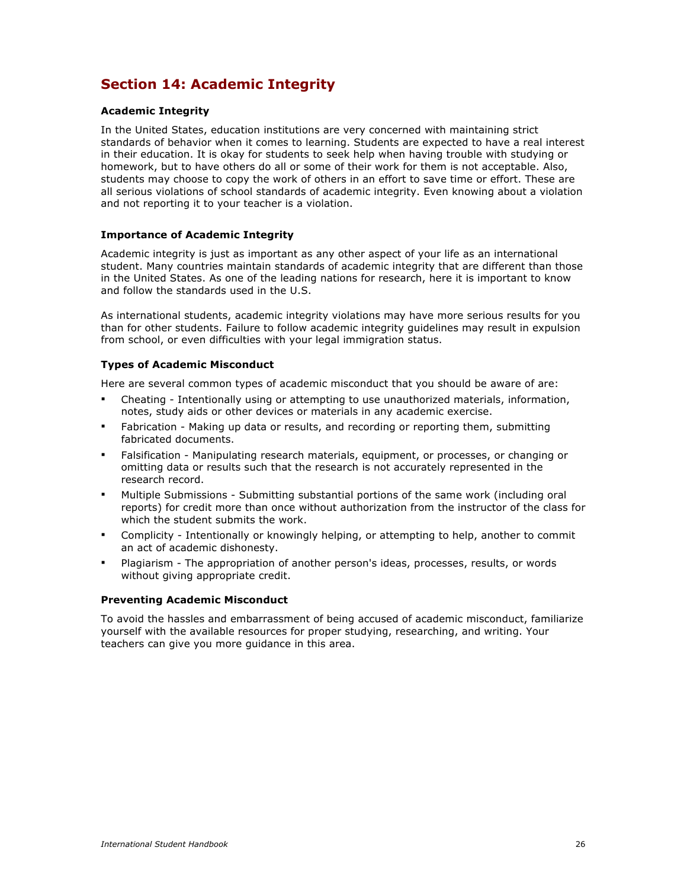## Section 14: Academic Integrity

### Academic Integrity

In the United States, education institutions are very concerned with maintaining strict standards of behavior when it comes to learning. Students are expected to have a real interest in their education. It is okay for students to seek help when having trouble with studying or homework, but to have others do all or some of their work for them is not acceptable. Also, students may choose to copy the work of others in an effort to save time or effort. These are all serious violations of school standards of academic integrity. Even knowing about a violation and not reporting it to your teacher is a violation.

### Importance of Academic Integrity

Academic integrity is just as important as any other aspect of your life as an international student. Many countries maintain standards of academic integrity that are different than those in the United States. As one of the leading nations for research, here it is important to know and follow the standards used in the U.S.

As international students, academic integrity violations may have more serious results for you than for other students. Failure to follow academic integrity guidelines may result in expulsion from school, or even difficulties with your legal immigration status.

### Types of Academic Misconduct

Here are several common types of academic misconduct that you should be aware of are:

- Cheating - Intentionally using or attempting to use unauthorized materials, information, notes, study aids or other devices or materials in any academic exercise.
- Fabrication - Making up data or results, and recording or reporting them, submitting fabricated documents.
- Falsification - Manipulating research materials, equipment, or processes, or changing or omitting data or results such that the research is not accurately represented in the research record.
- Multiple Submissions - Submitting substantial portions of the same work (including oral reports) for credit more than once without authorization from the instructor of the class for which the student submits the work.
- Complicity - Intentionally or knowingly helping, or attempting to help, another to commit an act of academic dishonesty.
- Plagiarism - The appropriation of another person's ideas, processes, results, or words without giving appropriate credit.

### Preventing Academic Misconduct

To avoid the hassles and embarrassment of being accused of academic misconduct, familiarize yourself with the available resources for proper studying, researching, and writing. Your teachers can give you more guidance in this area.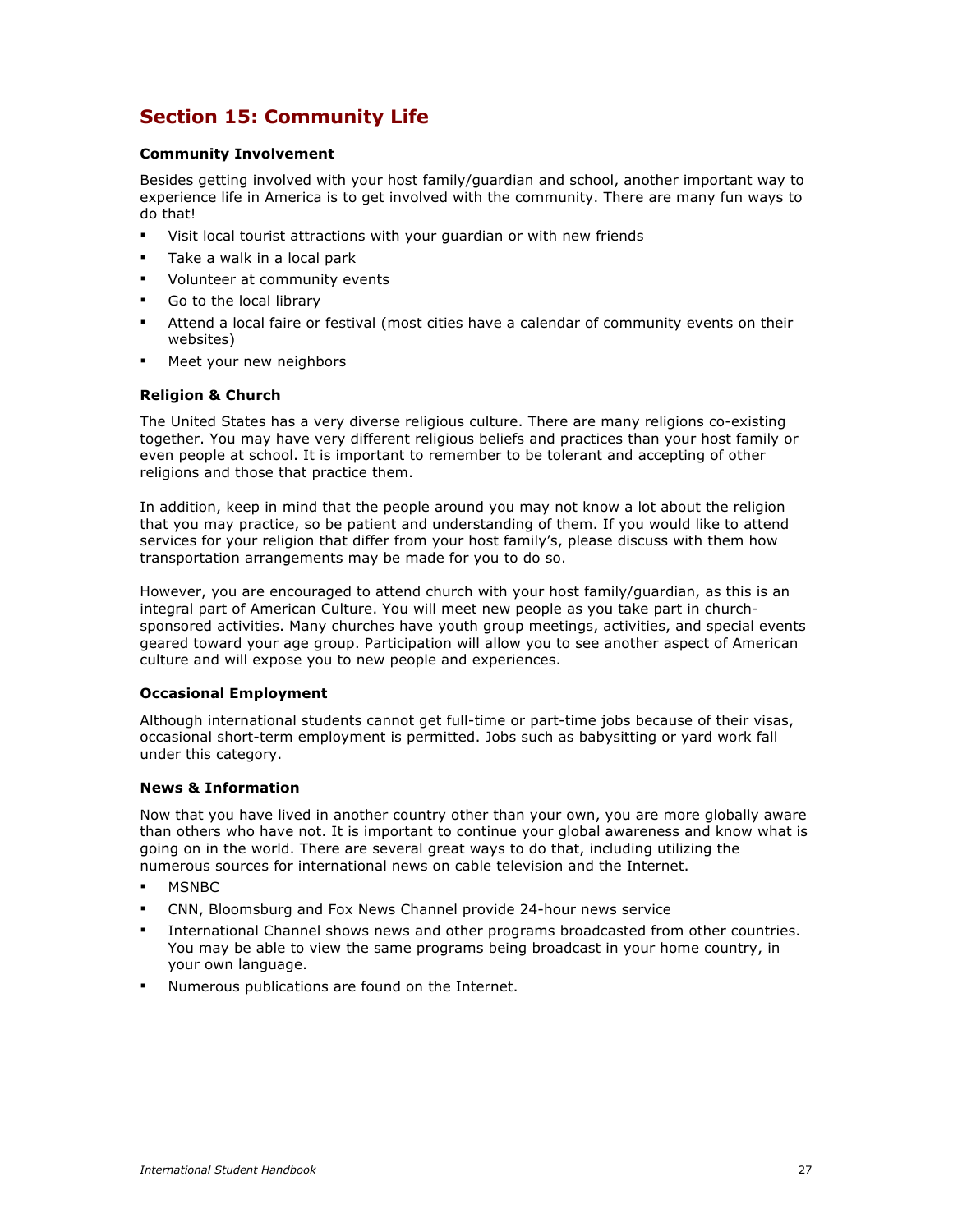## Section 15: Community Life

**Community Involvement**

Besides getting involved with your host family/guardian and school, another important way to experience life in America is to get involved with the community. There are many fun ways to do that!

- Visit local tourist attractions with your guardian or with new friends
- Take a walk in a local park
- Volunteer at community events
- Go to the local library
- Attend a local faire or festival (most cities have a calendar of community events on their websites)
- Meet your new neighbors

**Religion & Church**

The United States has a very diverse religious culture. There are many religions co-existing together. You may have very different religious beliefs and practices than your host family or even people at school. It is important to remember to be tolerant and accepting of other religions and those that practice them.

In addition, keep in mind that the people around you may not know a lot about the religion that you may practice, so be patient and understanding of them. If you would like to attend services for your religion that differ from your host family's, please discuss with them how transportation arrangements may be made for you to do so.

However, you are encouraged to attend church with your host family/guardian, as this is an integral part of American Culture. You will meet new people as you take part in church-sponsored activities. Many churches have youth group meetings, activities, and special events geared toward your age group. Participation will allow you to see another aspect of American culture and will expose you to new people and experiences.

**Occasional Employment**

Although international students cannot get full-time or part-time jobs because of their visas, occasional short-term employment is permitted. Jobs such as babysitting or yard work fall under this category.

**News & Information**

Now that you have lived in another country other than your own, you are more globally aware than others who have not. It is important to continue your global awareness and know what is going on in the world. There are several great ways to do that, including utilizing the numerous sources for international news on cable television and the Internet.

- MSNBC
- CNN, Bloomsburg and Fox News Channel provide 24-hour news service
- International Channel shows news and other programs broadcasted from other countries. You may be able to view the same programs being broadcast in your home country, in your own language.
- Numerous publications are found on the Internet.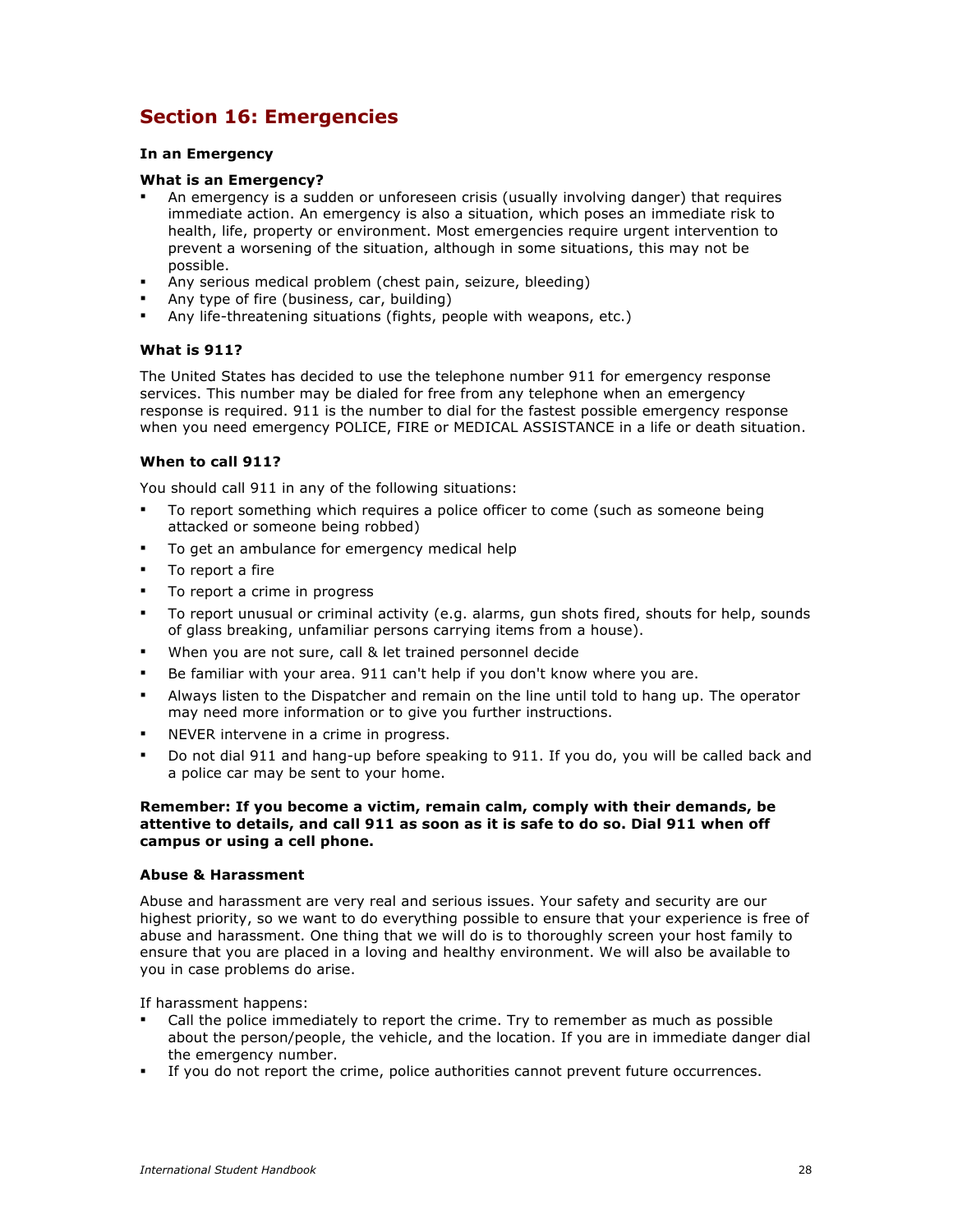## Section 16: Emergencies

### In an Emergency

**What is an Emergency?**

- An emergency is a sudden or unforeseen crisis (usually involving danger) that requires immediate action. An emergency is also a situation, which poses an immediate risk to health, life, property or environment. Most emergencies require urgent intervention to prevent a worsening of the situation, although in some situations, this may not be possible.
- Any serious medical problem (chest pain, seizure, bleeding)
- Any type of fire (business, car, building)
- Any life-threatening situations (fights, people with weapons, etc.)

**What is 911?**

The United States has decided to use the telephone number 911 for emergency response services. This number may be dialed for free from any telephone when an emergency response is required. 911 is the number to dial for the fastest possible emergency response when you need emergency POLICE, FIRE or MEDICAL ASSISTANCE in a life or death situation.

**When to call 911?**

You should call 911 in any of the following situations:

- To report something which requires a police officer to come (such as someone being attacked or someone being robbed)
- To get an ambulance for emergency medical help
- To report a fire
- To report a crime in progress
- To report unusual or criminal activity (e.g. alarms, gun shots fired, shouts for help, sounds of glass breaking, unfamiliar persons carrying items from a house).
- When you are not sure, call & let trained personnel decide
- Be familiar with your area. 911 can't help if you don't know where you are.
- Always listen to the Dispatcher and remain on the line until told to hang up. The operator may need more information or to give you further instructions.
- NEVER intervene in a crime in progress.
- Do not dial 911 and hang-up before speaking to 911. If you do, you will be called back and a police car may be sent to your home.

**Remember: If you become a victim, remain calm, comply with their demands, be attentive to details, and call 911 as soon as it is safe to do so. Dial 911 when off campus or using a cell phone.**

**Abuse & Harassment**

Abuse and harassment are very real and serious issues. Your safety and security are our highest priority, so we want to do everything possible to ensure that your experience is free of abuse and harassment. One thing that we will do is to thoroughly screen your host family to ensure that you are placed in a loving and healthy environment. We will also be available to you in case problems do arise.

If harassment happens:

- Call the police immediately to report the crime. Try to remember as much as possible about the person/people, the vehicle, and the location. If you are in immediate danger dial the emergency number.
- If you do not report the crime, police authorities cannot prevent future occurrences.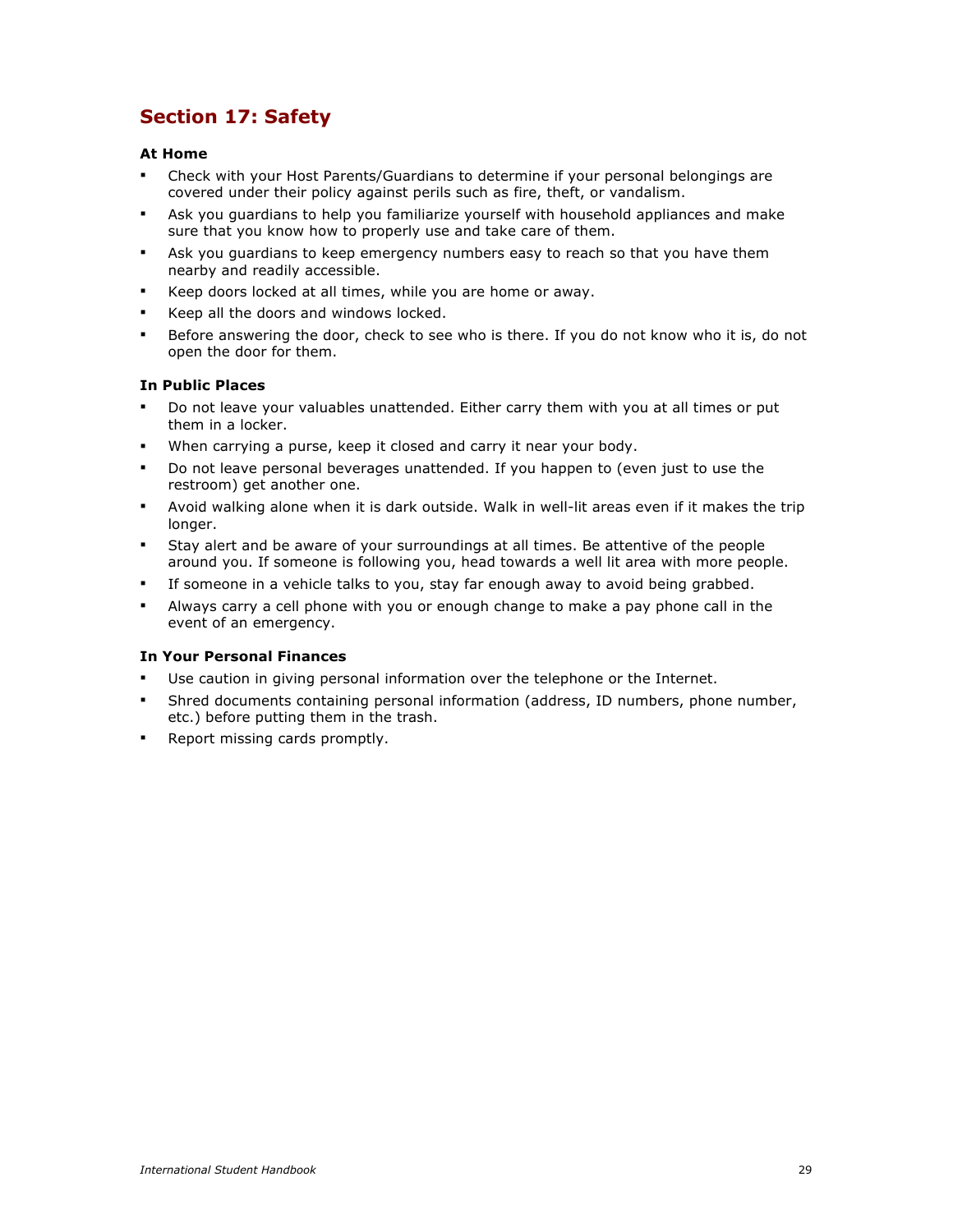## Section 17: Safety

**At Home**

- Check with your Host Parents/Guardians to determine if your personal belongings are covered under their policy against perils such as fire, theft, or vandalism.
- Ask you guardians to help you familiarize yourself with household appliances and make sure that you know how to properly use and take care of them.
- Ask you guardians to keep emergency numbers easy to reach so that you have them nearby and readily accessible.
- Keep doors locked at all times, while you are home or away.
- Keep all the doors and windows locked.
- Before answering the door, check to see who is there. If you do not know who it is, do not open the door for them.

**In Public Places**

- Do not leave your valuables unattended. Either carry them with you at all times or put them in a locker.
- When carrying a purse, keep it closed and carry it near your body.
- Do not leave personal beverages unattended. If you happen to (even just to use the restroom) get another one.
- Avoid walking alone when it is dark outside. Walk in well-lit areas even if it makes the trip longer.
- Stay alert and be aware of your surroundings at all times. Be attentive of the people around you. If someone is following you, head towards a well lit area with more people.
- If someone in a vehicle talks to you, stay far enough away to avoid being grabbed.
- Always carry a cell phone with you or enough change to make a pay phone call in the event of an emergency.

**In Your Personal Finances**

- Use caution in giving personal information over the telephone or the Internet.
- Shred documents containing personal information (address, ID numbers, phone number, etc.) before putting them in the trash.
- Report missing cards promptly.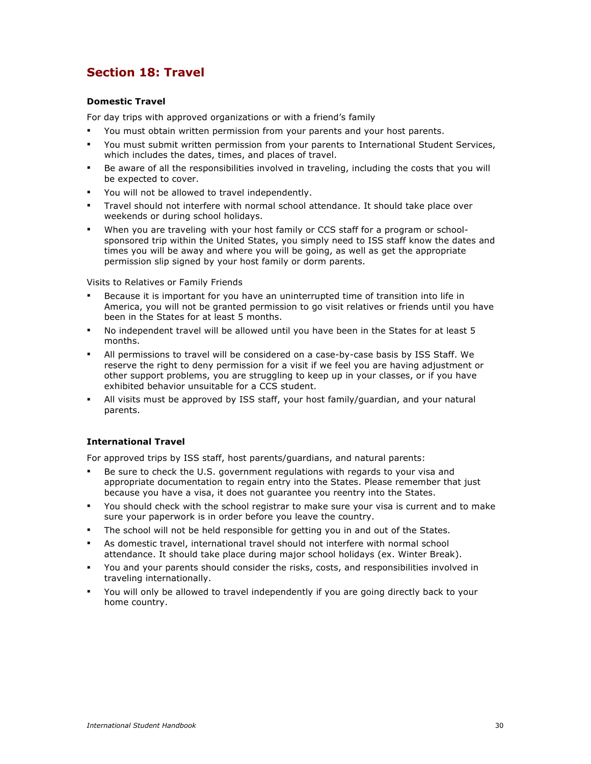## Section 18: Travel

### Domestic Travel

For day trips with approved organizations or with a friend's family

- You must obtain written permission from your parents and your host parents.
- You must submit written permission from your parents to International Student Services, which includes the dates, times, and places of travel.
- Be aware of all the responsibilities involved in traveling, including the costs that you will be expected to cover.
- You will not be allowed to travel independently.
- Travel should not interfere with normal school attendance. It should take place over weekends or during school holidays.
- When you are traveling with your host family or CCS staff for a program or school-sponsored trip within the United States, you simply need to ISS staff know the dates and times you will be away and where you will be going, as well as get the appropriate permission slip signed by your host family or dorm parents.

Visits to Relatives or Family Friends

- Because it is important for you have an uninterrupted time of transition into life in America, you will not be granted permission to go visit relatives or friends until you have been in the States for at least 5 months.
- No independent travel will be allowed until you have been in the States for at least 5 months.
- All permissions to travel will be considered on a case-by-case basis by ISS Staff. We reserve the right to deny permission for a visit if we feel you are having adjustment or other support problems, you are struggling to keep up in your classes, or if you have exhibited behavior unsuitable for a CCS student.
- All visits must be approved by ISS staff, your host family/guardian, and your natural parents.

### International Travel

For approved trips by ISS staff, host parents/guardians, and natural parents:

- Be sure to check the U.S. government regulations with regards to your visa and appropriate documentation to regain entry into the States. Please remember that just because you have a visa, it does not guarantee you reentry into the States.
- You should check with the school registrar to make sure your visa is current and to make sure your paperwork is in order before you leave the country.
- The school will not be held responsible for getting you in and out of the States.
- As domestic travel, international travel should not interfere with normal school attendance. It should take place during major school holidays (ex. Winter Break).
- You and your parents should consider the risks, costs, and responsibilities involved in traveling internationally.
- You will only be allowed to travel independently if you are going directly back to your home country.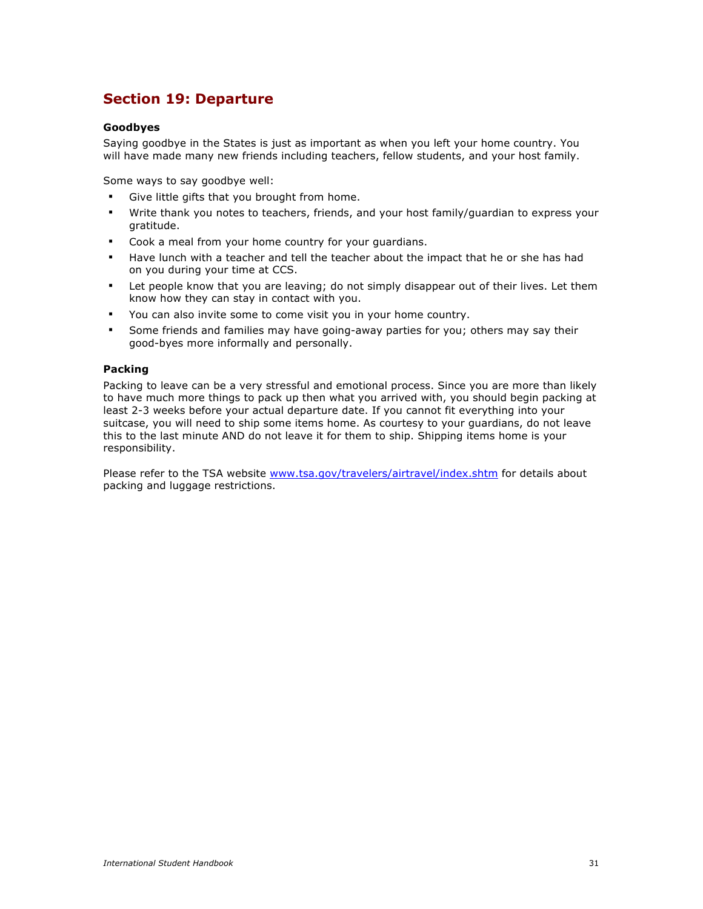## Section 19: Departure

**Goodbyes**

Saying goodbye in the States is just as important as when you left your home country. You will have made many new friends including teachers, fellow students, and your host family.

Some ways to say goodbye well:

- Give little gifts that you brought from home.
- Write thank you notes to teachers, friends, and your host family/guardian to express your gratitude.
- Cook a meal from your home country for your guardians.
- Have lunch with a teacher and tell the teacher about the impact that he or she has had on you during your time at CCS.
- Let people know that you are leaving; do not simply disappear out of their lives. Let them know how they can stay in contact with you.
- You can also invite some to come visit you in your home country.
- Some friends and families may have going-away parties for you; others may say their good-byes more informally and personally.

**Packing**

Packing to leave can be a very stressful and emotional process. Since you are more than likely to have much more things to pack up then what you arrived with, you should begin packing at least 2-3 weeks before your actual departure date. If you cannot fit everything into your suitcase, you will need to ship some items home. As courtesy to your guardians, do not leave this to the last minute AND do not leave it for them to ship. Shipping items home is your responsibility.

Please refer to the TSA website [www.tsa.gov/travelers/airtravel/index.shtm](www.tsa.gov/travelers/airtravel/index.shtm) for details about packing and luggage restrictions.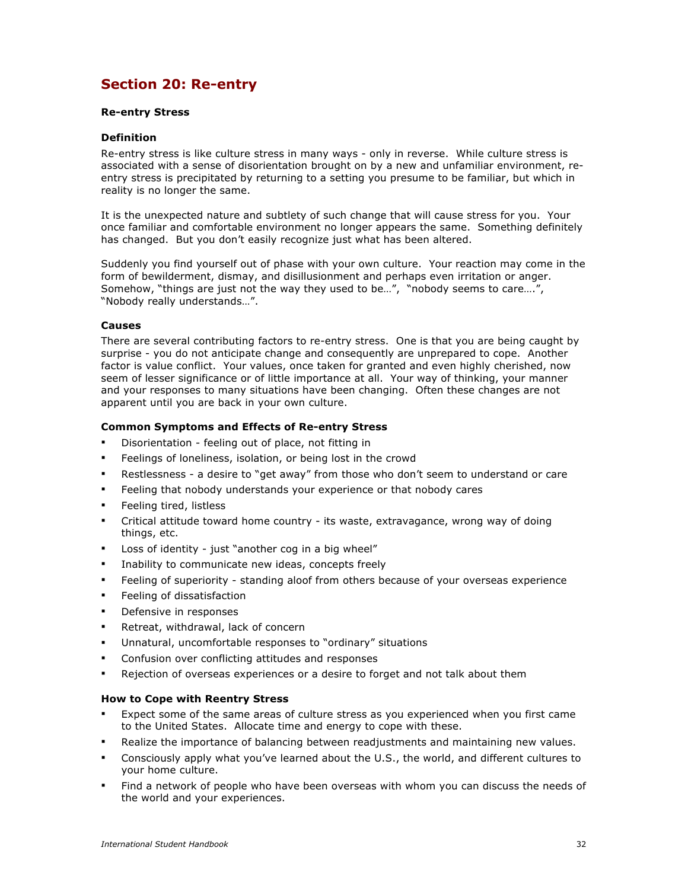## Section 20: Re-entry

**Re-entry Stress**

**Definition**

Re-entry stress is like culture stress in many ways - only in reverse. While culture stress is associated with a sense of disorientation brought on by a new and unfamiliar environment, re-entry stress is precipitated by returning to a setting you presume to be familiar, but which in reality is no longer the same.

It is the unexpected nature and subtlety of such change that will cause stress for you. Your once familiar and comfortable environment no longer appears the same. Something definitely has changed. But you don't easily recognize just what has been altered.

Suddenly you find yourself out of phase with your own culture. Your reaction may come in the form of bewilderment, dismay, and disillusionment and perhaps even irritation or anger. Somehow, "things are just not the way they used to be…", "nobody seems to care….", "Nobody really understands…".

**Causes**

There are several contributing factors to re-entry stress. One is that you are being caught by surprise - you do not anticipate change and consequently are unprepared to cope. Another factor is value conflict. Your values, once taken for granted and even highly cherished, now seem of lesser significance or of little importance at all. Your way of thinking, your manner and your responses to many situations have been changing. Often these changes are not apparent until you are back in your own culture.

**Common Symptoms and Effects of Re-entry Stress**

- Disorientation - feeling out of place, not fitting in
- Feelings of loneliness, isolation, or being lost in the crowd
- Restlessness - a desire to "get away" from those who don't seem to understand or care
- Feeling that nobody understands your experience or that nobody cares
- Feeling tired, listless
- Critical attitude toward home country - its waste, extravagance, wrong way of doing things, etc.
- Loss of identity - just "another cog in a big wheel"
- Inability to communicate new ideas, concepts freely
- Feeling of superiority - standing aloof from others because of your overseas experience
- Feeling of dissatisfaction
- Defensive in responses
- Retreat, withdrawal, lack of concern
- Unnatural, uncomfortable responses to "ordinary" situations
- Confusion over conflicting attitudes and responses
- Rejection of overseas experiences or a desire to forget and not talk about them

**How to Cope with Reentry Stress**

- Expect some of the same areas of culture stress as you experienced when you first came to the United States. Allocate time and energy to cope with these.
- Realize the importance of balancing between readjustments and maintaining new values.
- Consciously apply what you've learned about the U.S., the world, and different cultures to your home culture.
- Find a network of people who have been overseas with whom you can discuss the needs of the world and your experiences.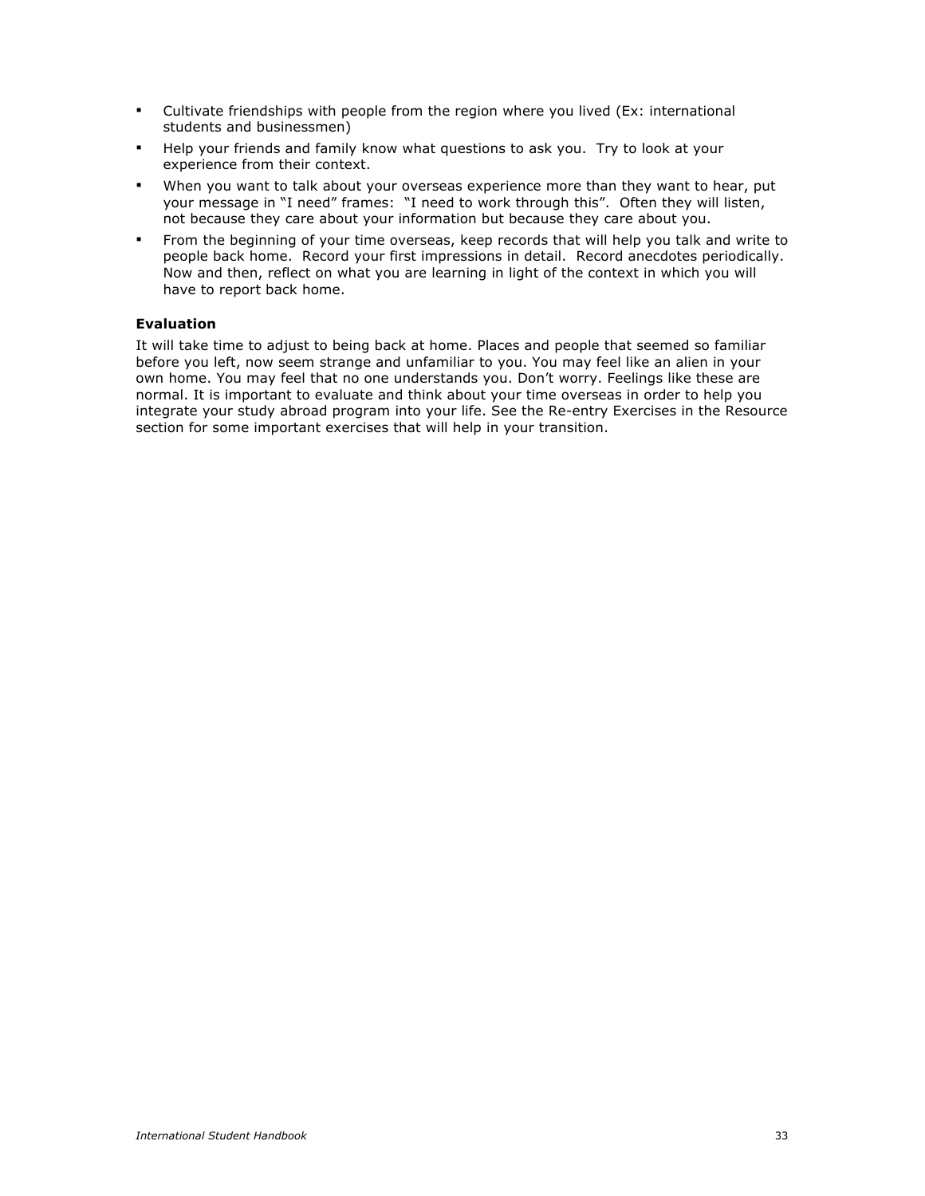- Cultivate friendships with people from the region where you lived (Ex: international students and businessmen)
- Help your friends and family know what questions to ask you. Try to look at your experience from their context.
- When you want to talk about your overseas experience more than they want to hear, put your message in "I need" frames: "I need to work through this". Often they will listen, not because they care about your information but because they care about you.
- From the beginning of your time overseas, keep records that will help you talk and write to people back home. Record your first impressions in detail. Record anecdotes periodically. Now and then, reflect on what you are learning in light of the context in which you will have to report back home.

**Evaluation**

It will take time to adjust to being back at home. Places and people that seemed so familiar before you left, now seem strange and unfamiliar to you. You may feel like an alien in your own home. You may feel that no one understands you. Don't worry. Feelings like these are normal. It is important to evaluate and think about your time overseas in order to help you integrate your study abroad program into your life. See the Re-entry Exercises in the Resource section for some important exercises that will help in your transition.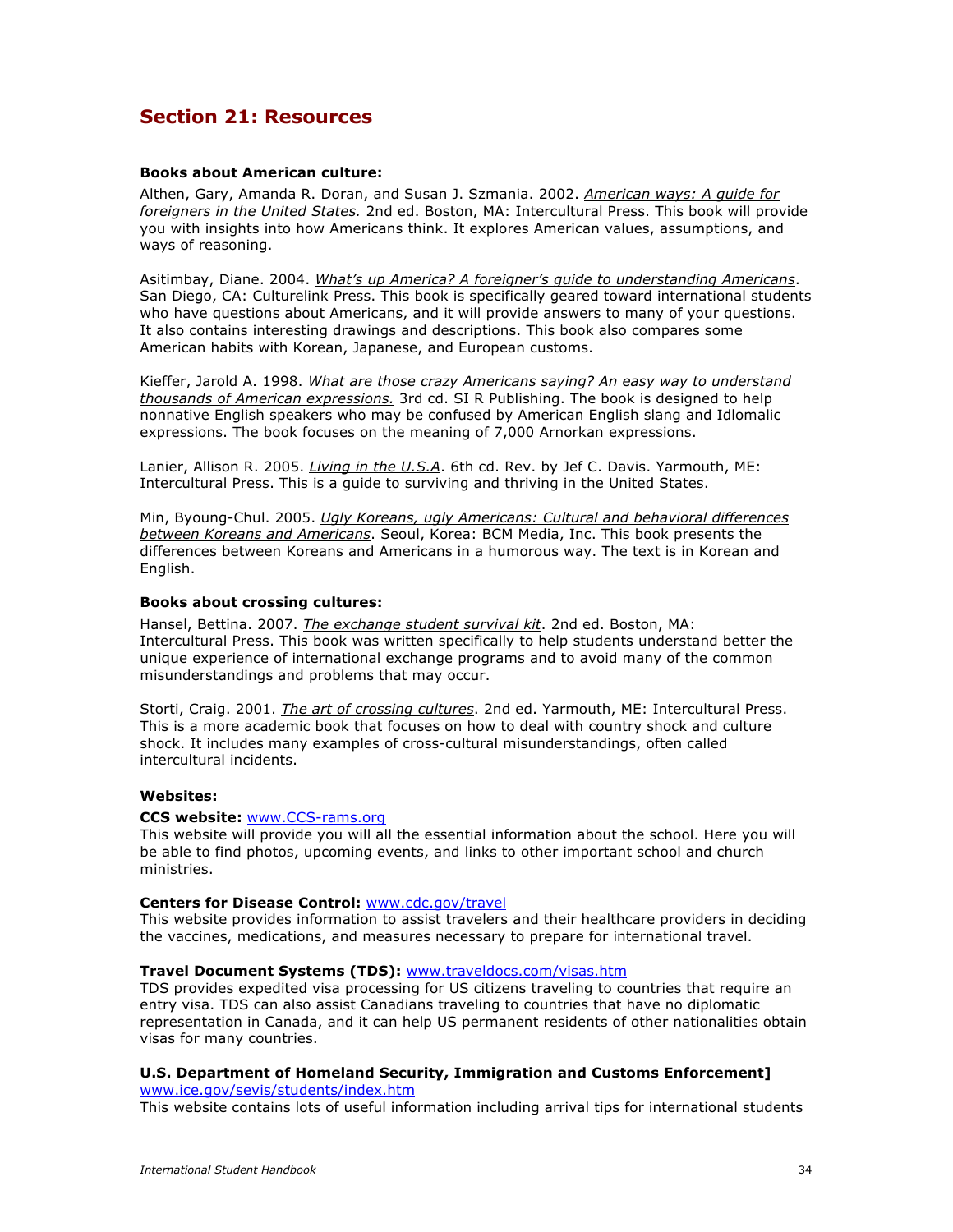## Section 21: Resources

**Books about American culture:**

Althen, Gary, Amanda R. Doran, and Susan J. Szmania. 2002. *American ways: A guide for foreigners in the United States.* 2nd ed. Boston, MA: Intercultural Press. This book will provide you with insights into how Americans think. It explores American values, assumptions, and ways of reasoning.

Asitimbay, Diane. 2004. *What's up America? A foreigner's guide to understanding Americans*. San Diego, CA: Culturelink Press. This book is specifically geared toward international students who have questions about Americans, and it will provide answers to many of your questions. It also contains interesting drawings and descriptions. This book also compares some American habits with Korean, Japanese, and European customs.

Kieffer, Jarold A. 1998. *What are those crazy Americans saying? An easy way to understand thousands of American expressions.* 3rd cd. SI R Publishing. The book is designed to help nonnative English speakers who may be confused by American English slang and Idlomalic expressions. The book focuses on the meaning of 7,000 Arnorkan expressions.

Lanier, Allison R. 2005. *Living in the U.S.A*. 6th cd. Rev. by Jef C. Davis. Yarmouth, ME: Intercultural Press. This is a guide to surviving and thriving in the United States.

Min, Byoung-Chul. 2005. *Ugly Koreans, ugly Americans: Cultural and behavioral differences between Koreans and Americans*. Seoul, Korea: BCM Media, Inc. This book presents the differences between Koreans and Americans in a humorous way. The text is in Korean and English.

**Books about crossing cultures:**

Hansel, Bettina. 2007. *The exchange student survival kit*. 2nd ed. Boston, MA: Intercultural Press. This book was written specifically to help students understand better the unique experience of international exchange programs and to avoid many of the common misunderstandings and problems that may occur.

Storti, Craig. 2001. *The art of crossing cultures*. 2nd ed. Yarmouth, ME: Intercultural Press. This is a more academic book that focuses on how to deal with country shock and culture shock. It includes many examples of cross-cultural misunderstandings, often called intercultural incidents.

**Websites:**

**CCS website:** www.CCS-rams.org
This website will provide you will all the essential information about the school. Here you will be able to find photos, upcoming events, and links to other important school and church ministries.

**Centers for Disease Control:** www.cdc.gov/travel
This website provides information to assist travelers and their healthcare providers in deciding the vaccines, medications, and measures necessary to prepare for international travel.

**Travel Document Systems (TDS):** www.traveldocs.com/visas.htm
TDS provides expedited visa processing for US citizens traveling to countries that require an entry visa. TDS can also assist Canadians traveling to countries that have no diplomatic representation in Canada, and it can help US permanent residents of other nationalities obtain visas for many countries.

**U.S. Department of Homeland Security, Immigration and Customs Enforcement]**
www.ice.gov/sevis/students/index.htm
This website contains lots of useful information including arrival tips for international students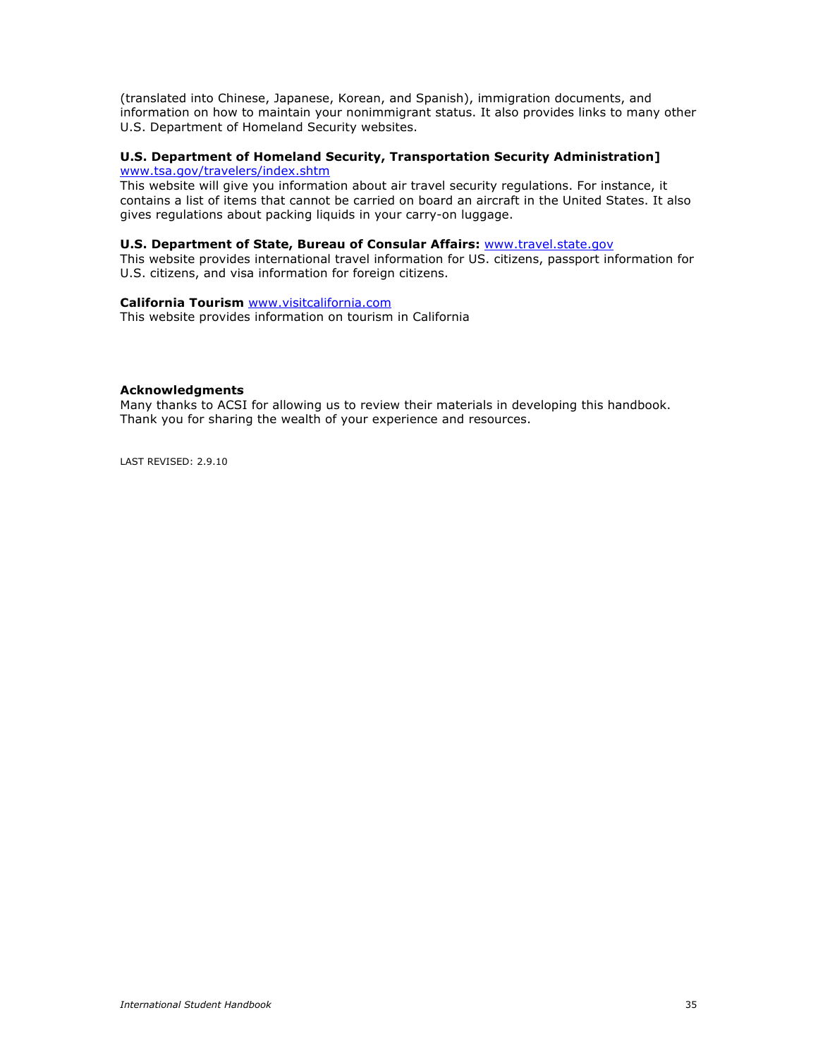(translated into Chinese, Japanese, Korean, and Spanish), immigration documents, and information on how to maintain your nonimmigrant status. It also provides links to many other U.S. Department of Homeland Security websites.

**U.S. Department of Homeland Security, Transportation Security Administration]**
www.tsa.gov/travelers/index.shtm
This website will give you information about air travel security regulations. For instance, it contains a list of items that cannot be carried on board an aircraft in the United States. It also gives regulations about packing liquids in your carry-on luggage.

**U.S. Department of State, Bureau of Consular Affairs:** www.travel.state.gov
This website provides international travel information for US. citizens, passport information for U.S. citizens, and visa information for foreign citizens.

**California Tourism** www.visitcalifornia.com
This website provides information on tourism in California

**Acknowledgments**
Many thanks to ACSI for allowing us to review their materials in developing this handbook. Thank you for sharing the wealth of your experience and resources.

LAST REVISED: 2.9.10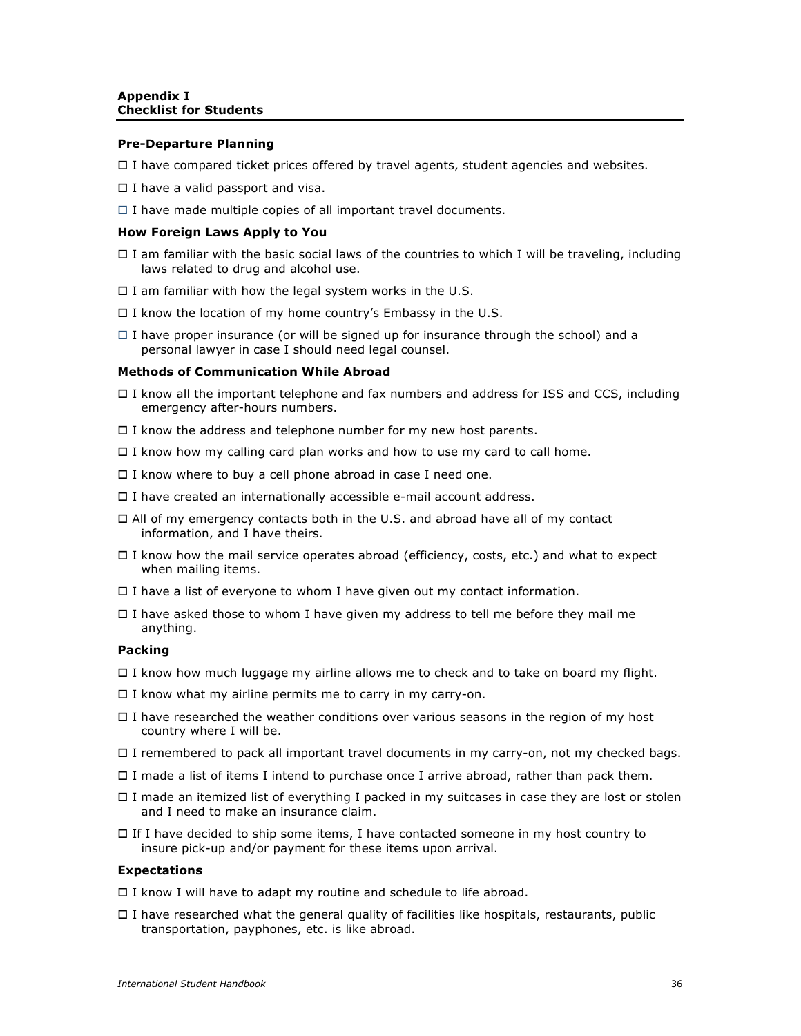**Appendix I**
**Checklist for Students**

#### Pre-Departure Planning

- ☐ I have compared ticket prices offered by travel agents, student agencies and websites.
- ☐ I have a valid passport and visa.
- ☐ I have made multiple copies of all important travel documents.

#### How Foreign Laws Apply to You

- ☐ I am familiar with the basic social laws of the countries to which I will be traveling, including laws related to drug and alcohol use.
- ☐ I am familiar with how the legal system works in the U.S.
- ☐ I know the location of my home country's Embassy in the U.S.
- ☐ I have proper insurance (or will be signed up for insurance through the school) and a personal lawyer in case I should need legal counsel.

#### Methods of Communication While Abroad

- ☐ I know all the important telephone and fax numbers and address for ISS and CCS, including emergency after-hours numbers.
- ☐ I know the address and telephone number for my new host parents.
- ☐ I know how my calling card plan works and how to use my card to call home.
- ☐ I know where to buy a cell phone abroad in case I need one.
- ☐ I have created an internationally accessible e-mail account address.
- ☐ All of my emergency contacts both in the U.S. and abroad have all of my contact information, and I have theirs.
- ☐ I know how the mail service operates abroad (efficiency, costs, etc.) and what to expect when mailing items.
- ☐ I have a list of everyone to whom I have given out my contact information.
- ☐ I have asked those to whom I have given my address to tell me before they mail me anything.

#### Packing

- ☐ I know how much luggage my airline allows me to check and to take on board my flight.
- ☐ I know what my airline permits me to carry in my carry-on.
- ☐ I have researched the weather conditions over various seasons in the region of my host country where I will be.
- ☐ I remembered to pack all important travel documents in my carry-on, not my checked bags.
- ☐ I made a list of items I intend to purchase once I arrive abroad, rather than pack them.
- ☐ I made an itemized list of everything I packed in my suitcases in case they are lost or stolen and I need to make an insurance claim.
- ☐ If I have decided to ship some items, I have contacted someone in my host country to insure pick-up and/or payment for these items upon arrival.

#### Expectations

- ☐ I know I will have to adapt my routine and schedule to life abroad.
- ☐ I have researched what the general quality of facilities like hospitals, restaurants, public transportation, payphones, etc. is like abroad.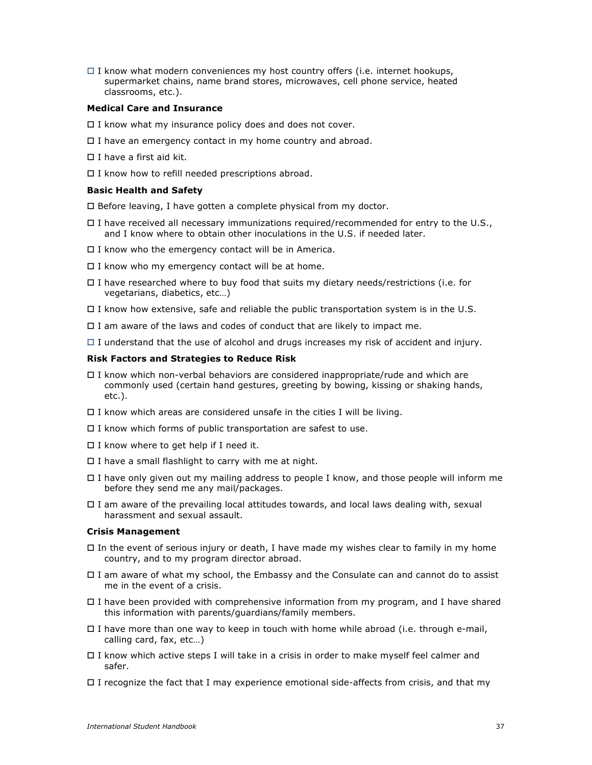- ☐ I know what modern conveniences my host country offers (i.e. internet hookups, supermarket chains, name brand stores, microwaves, cell phone service, heated classrooms, etc.).

**Medical Care and Insurance**

- ☐ I know what my insurance policy does and does not cover.
- ☐ I have an emergency contact in my home country and abroad.
- ☐ I have a first aid kit.
- ☐ I know how to refill needed prescriptions abroad.

**Basic Health and Safety**

- ☐ Before leaving, I have gotten a complete physical from my doctor.
- ☐ I have received all necessary immunizations required/recommended for entry to the U.S., and I know where to obtain other inoculations in the U.S. if needed later.
- ☐ I know who the emergency contact will be in America.
- ☐ I know who my emergency contact will be at home.
- ☐ I have researched where to buy food that suits my dietary needs/restrictions (i.e. for vegetarians, diabetics, etc…)
- ☐ I know how extensive, safe and reliable the public transportation system is in the U.S.
- ☐ I am aware of the laws and codes of conduct that are likely to impact me.
- ☐ I understand that the use of alcohol and drugs increases my risk of accident and injury.

**Risk Factors and Strategies to Reduce Risk**

- ☐ I know which non-verbal behaviors are considered inappropriate/rude and which are commonly used (certain hand gestures, greeting by bowing, kissing or shaking hands, etc.).
- ☐ I know which areas are considered unsafe in the cities I will be living.
- ☐ I know which forms of public transportation are safest to use.
- ☐ I know where to get help if I need it.
- ☐ I have a small flashlight to carry with me at night.
- ☐ I have only given out my mailing address to people I know, and those people will inform me before they send me any mail/packages.
- ☐ I am aware of the prevailing local attitudes towards, and local laws dealing with, sexual harassment and sexual assault.

**Crisis Management**

- ☐ In the event of serious injury or death, I have made my wishes clear to family in my home country, and to my program director abroad.
- ☐ I am aware of what my school, the Embassy and the Consulate can and cannot do to assist me in the event of a crisis.
- ☐ I have been provided with comprehensive information from my program, and I have shared this information with parents/guardians/family members.
- ☐ I have more than one way to keep in touch with home while abroad (i.e. through e-mail, calling card, fax, etc…)
- ☐ I know which active steps I will take in a crisis in order to make myself feel calmer and safer.
- ☐ I recognize the fact that I may experience emotional side-affects from crisis, and that my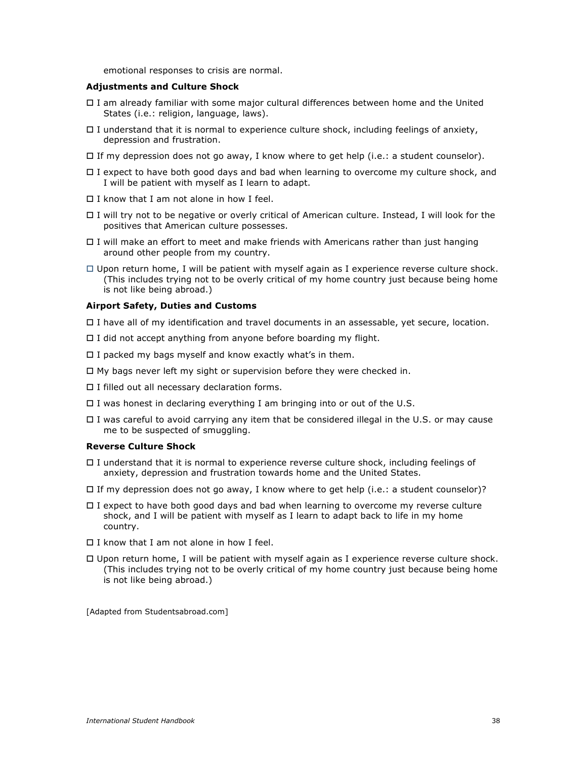emotional responses to crisis are normal.

**Adjustments and Culture Shock**

- ☐ I am already familiar with some major cultural differences between home and the United States (i.e.: religion, language, laws).
- ☐ I understand that it is normal to experience culture shock, including feelings of anxiety, depression and frustration.
- ☐ If my depression does not go away, I know where to get help (i.e.: a student counselor).
- ☐ I expect to have both good days and bad when learning to overcome my culture shock, and I will be patient with myself as I learn to adapt.
- ☐ I know that I am not alone in how I feel.
- ☐ I will try not to be negative or overly critical of American culture. Instead, I will look for the positives that American culture possesses.
- ☐ I will make an effort to meet and make friends with Americans rather than just hanging around other people from my country.
- ☐ Upon return home, I will be patient with myself again as I experience reverse culture shock. (This includes trying not to be overly critical of my home country just because being home is not like being abroad.)

**Airport Safety, Duties and Customs**

- ☐ I have all of my identification and travel documents in an assessable, yet secure, location.
- ☐ I did not accept anything from anyone before boarding my flight.
- ☐ I packed my bags myself and know exactly what's in them.
- ☐ My bags never left my sight or supervision before they were checked in.
- ☐ I filled out all necessary declaration forms.
- ☐ I was honest in declaring everything I am bringing into or out of the U.S.
- ☐ I was careful to avoid carrying any item that be considered illegal in the U.S. or may cause me to be suspected of smuggling.

**Reverse Culture Shock**

- ☐ I understand that it is normal to experience reverse culture shock, including feelings of anxiety, depression and frustration towards home and the United States.
- ☐ If my depression does not go away, I know where to get help (i.e.: a student counselor)?
- ☐ I expect to have both good days and bad when learning to overcome my reverse culture shock, and I will be patient with myself as I learn to adapt back to life in my home country.
- ☐ I know that I am not alone in how I feel.
- ☐ Upon return home, I will be patient with myself again as I experience reverse culture shock. (This includes trying not to be overly critical of my home country just because being home is not like being abroad.)

[Adapted from Studentsabroad.com]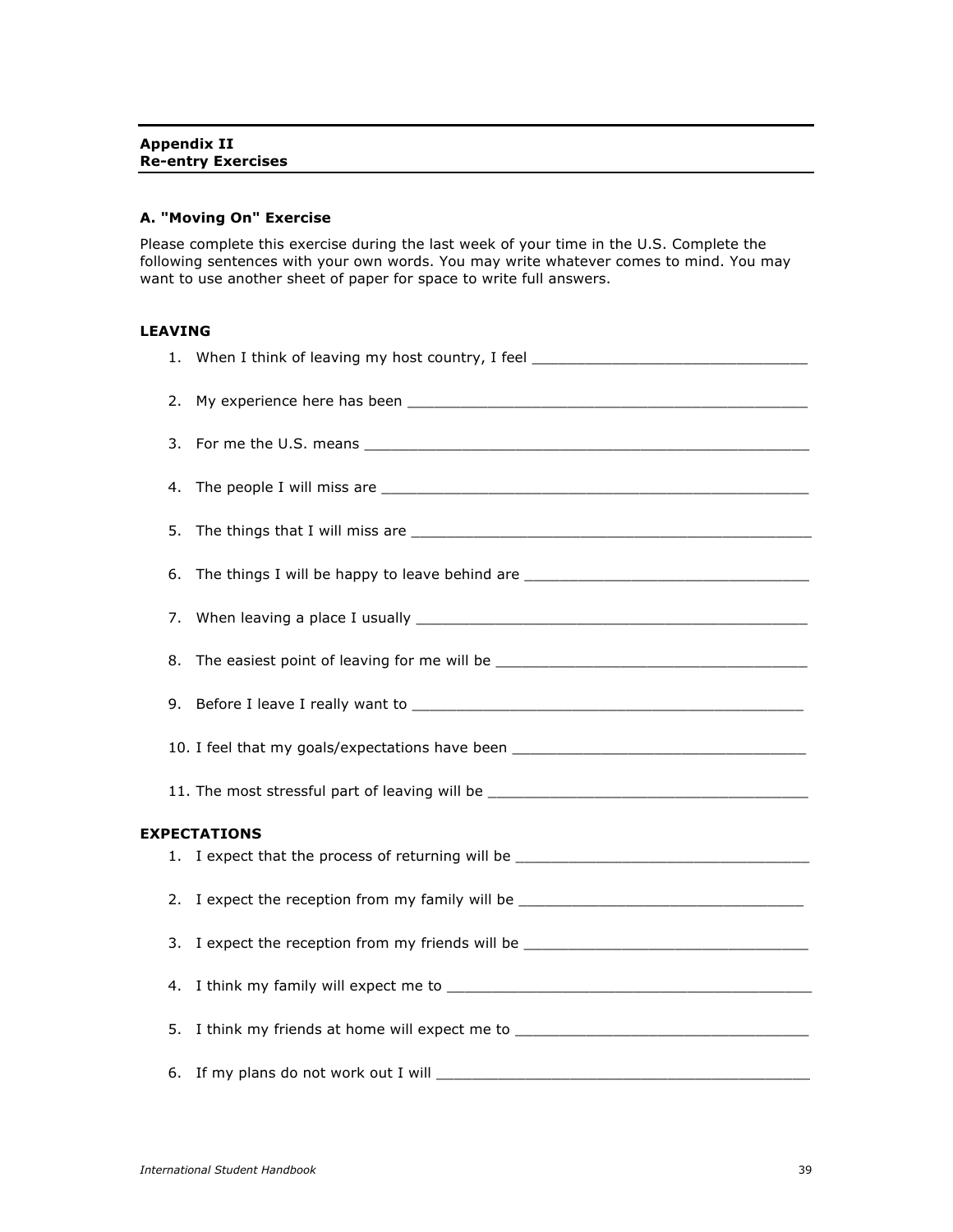## Appendix II
## Re-entry Exercises

### A. "Moving On" Exercise

Please complete this exercise during the last week of your time in the U.S. Complete the following sentences with your own words. You may write whatever comes to mind. You may want to use another sheet of paper for space to write full answers.

#### LEAVING

1. When I think of leaving my host country, I feel ________________________________
2. My experience here has been ________________________________________________
3. For me the U.S. means ____________________________________________________
4. The people I will miss are _________________________________________________
5. The things that I will miss are _____________________________________________
6. The things I will be happy to leave behind are _________________________________
7. When leaving a place I usually _____________________________________________
8. The easiest point of leaving for me will be ____________________________________
9. Before I leave I really want to _____________________________________________
10. I feel that my goals/expectations have been __________________________________
11. The most stressful part of leaving will be _____________________________________

#### EXPECTATIONS

1. I expect that the process of returning will be __________________________________
2. I expect the reception from my family will be _________________________________
3. I expect the reception from my friends will be _________________________________
4. I think my family will expect me to __________________________________________
5. I think my friends at home will expect me to __________________________________
6. If my plans do not work out I will ___________________________________________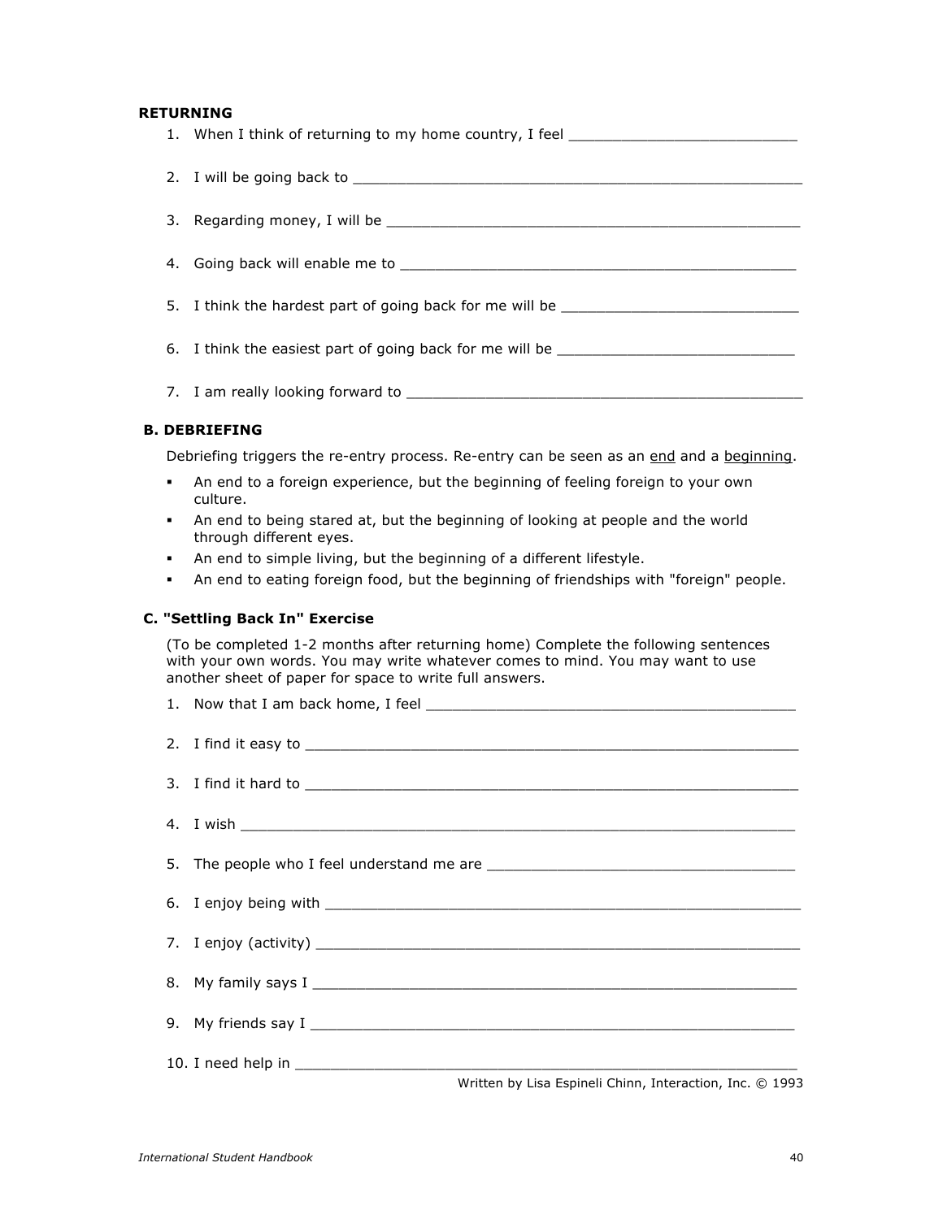**RETURNING**

1. When I think of returning to my home country, I feel ___________________________
2. I will be going back to _______________________________________________________
3. Regarding money, I will be ____________________________________________________
4. Going back will enable me to ___________________________________________________
5. I think the hardest part of going back for me will be ___________________________
6. I think the easiest part of going back for me will be ___________________________
7. I am really looking forward to __________________________________________________

**B. DEBRIEFING**

Debriefing triggers the re-entry process. Re-entry can be seen as an <u>end</u> and a <u>beginning</u>.

- An end to a foreign experience, but the beginning of feeling foreign to your own culture.
- An end to being stared at, but the beginning of looking at people and the world through different eyes.
- An end to simple living, but the beginning of a different lifestyle.
- An end to eating foreign food, but the beginning of friendships with "foreign" people.

**C. "Settling Back In" Exercise**

(To be completed 1-2 months after returning home) Complete the following sentences with your own words. You may write whatever comes to mind. You may want to use another sheet of paper for space to write full answers.

1. Now that I am back home, I feel ________________________________________________
2. I find it easy to ________________________________________________________________
3. I find it hard to ________________________________________________________________
4. I wish ___________________________________________________________________________
5. The people who I feel understand me are ____________________________________
6. I enjoy being with _______________________________________________________________
7. I enjoy (activity) ________________________________________________________________
8. My family says I __________________________________________________________________
9. My friends say I __________________________________________________________________
10. I need help in ____________________________________________________________________

Written by Lisa Espineli Chinn, Interaction, Inc. © 1993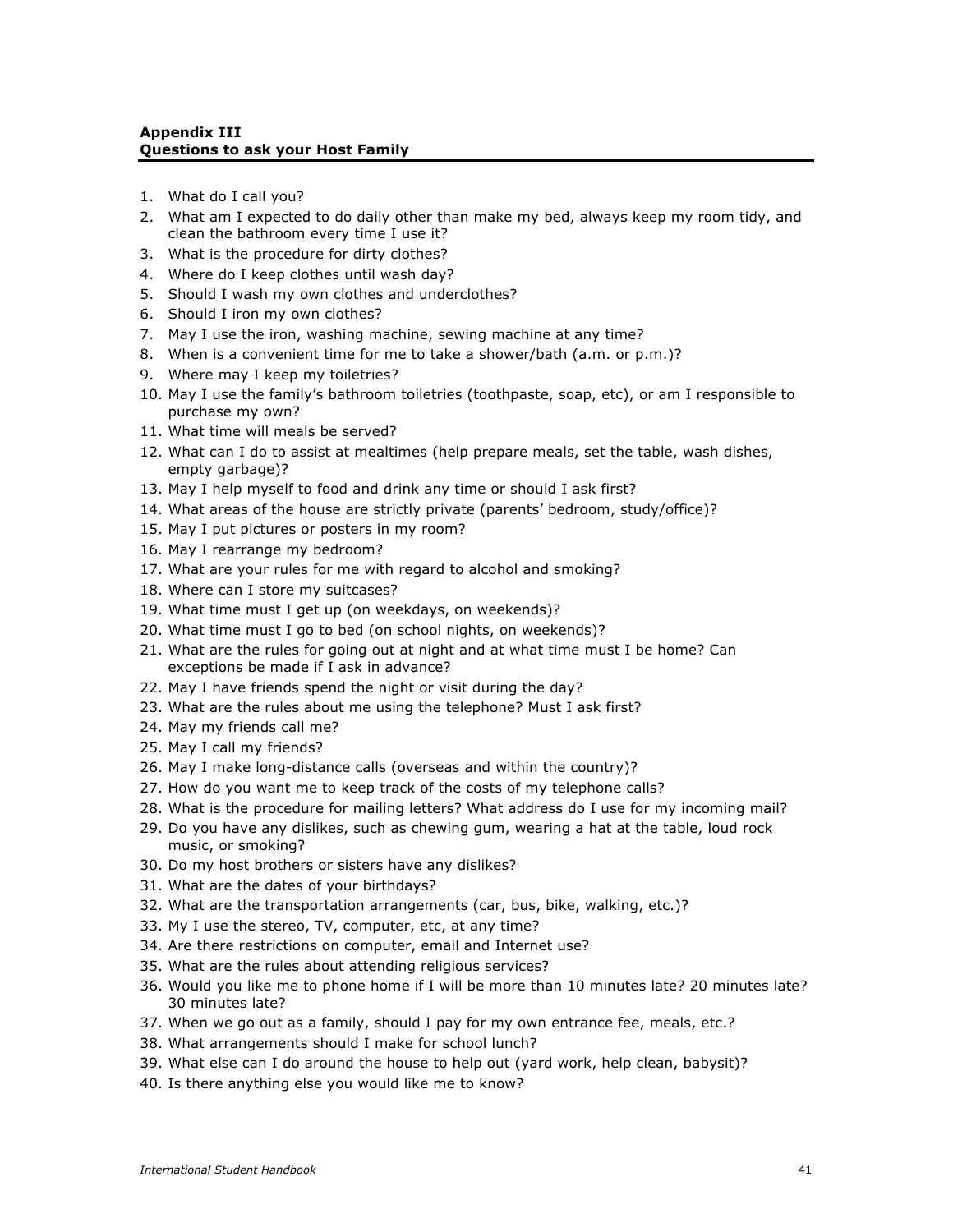**Appendix III**
**Questions to ask your Host Family**

1. What do I call you?
2. What am I expected to do daily other than make my bed, always keep my room tidy, and clean the bathroom every time I use it?
3. What is the procedure for dirty clothes?
4. Where do I keep clothes until wash day?
5. Should I wash my own clothes and underclothes?
6. Should I iron my own clothes?
7. May I use the iron, washing machine, sewing machine at any time?
8. When is a convenient time for me to take a shower/bath (a.m. or p.m.)?
9. Where may I keep my toiletries?
10. May I use the family's bathroom toiletries (toothpaste, soap, etc), or am I responsible to purchase my own?
11. What time will meals be served?
12. What can I do to assist at mealtimes (help prepare meals, set the table, wash dishes, empty garbage)?
13. May I help myself to food and drink any time or should I ask first?
14. What areas of the house are strictly private (parents' bedroom, study/office)?
15. May I put pictures or posters in my room?
16. May I rearrange my bedroom?
17. What are your rules for me with regard to alcohol and smoking?
18. Where can I store my suitcases?
19. What time must I get up (on weekdays, on weekends)?
20. What time must I go to bed (on school nights, on weekends)?
21. What are the rules for going out at night and at what time must I be home? Can exceptions be made if I ask in advance?
22. May I have friends spend the night or visit during the day?
23. What are the rules about me using the telephone? Must I ask first?
24. May my friends call me?
25. May I call my friends?
26. May I make long-distance calls (overseas and within the country)?
27. How do you want me to keep track of the costs of my telephone calls?
28. What is the procedure for mailing letters? What address do I use for my incoming mail?
29. Do you have any dislikes, such as chewing gum, wearing a hat at the table, loud rock music, or smoking?
30. Do my host brothers or sisters have any dislikes?
31. What are the dates of your birthdays?
32. What are the transportation arrangements (car, bus, bike, walking, etc.)?
33. My I use the stereo, TV, computer, etc, at any time?
34. Are there restrictions on computer, email and Internet use?
35. What are the rules about attending religious services?
36. Would you like me to phone home if I will be more than 10 minutes late? 20 minutes late? 30 minutes late?
37. When we go out as a family, should I pay for my own entrance fee, meals, etc.?
38. What arrangements should I make for school lunch?
39. What else can I do around the house to help out (yard work, help clean, babysit)?
40. Is there anything else you would like me to know?